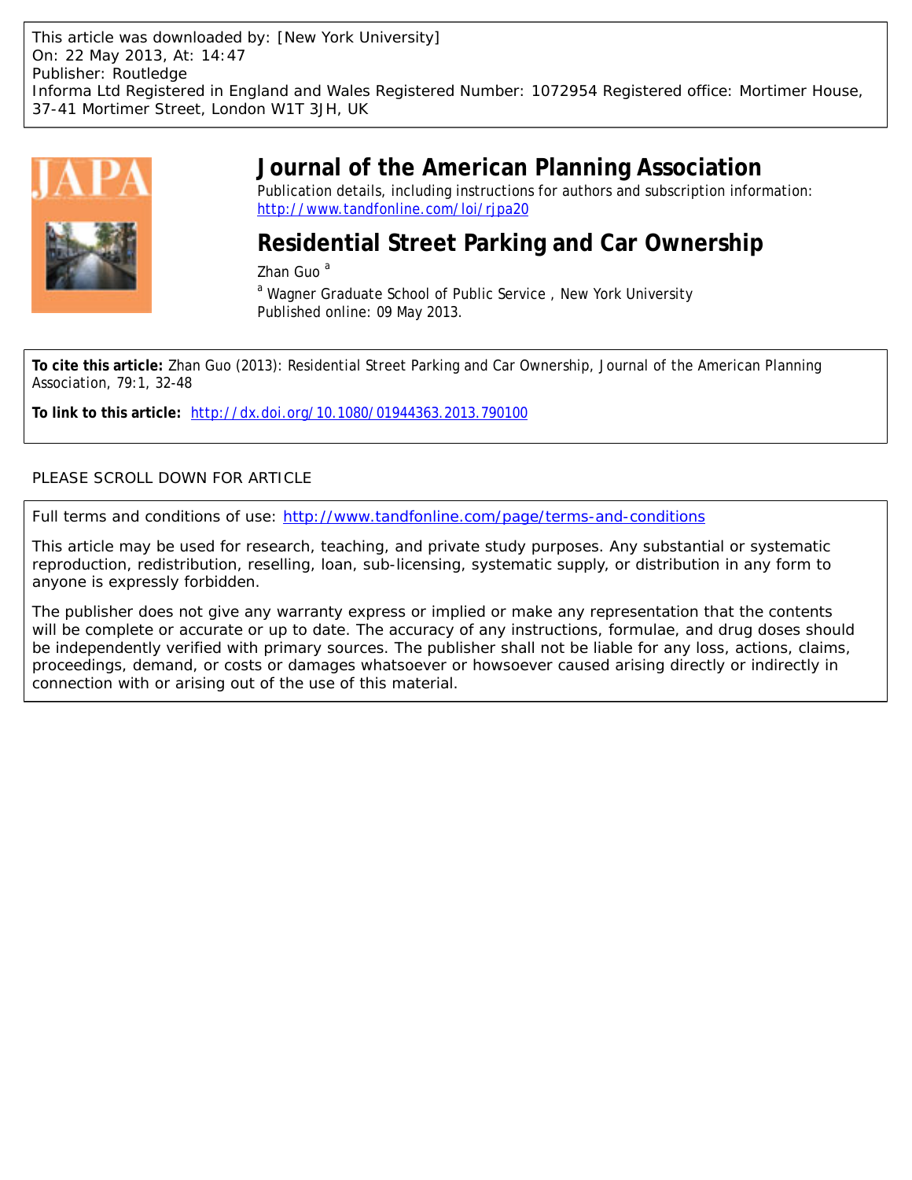This article was downloaded by: [New York University]
On: 22 May 2013, At: 14:47
Publisher: Routledge
Informa Ltd Registered in England and Wales Registered Number: 1072954 Registered office: Mortimer House, 37-41 Mortimer Street, London W1T 3JH, UK

# Journal of the American Planning Association

Publication details, including instructions for authors and subscription information:
http://www.tandfonline.com/loi/rjpa20

# Residential Street Parking and Car Ownership

Zhan Guo [a]

[a] Wagner Graduate School of Public Service , New York University

Published online: 09 May 2013.

**To cite this article:** Zhan Guo (2013): Residential Street Parking and Car Ownership, Journal of the American Planning Association, 79:1, 32-48

**To link to this article:** http://dx.doi.org/10.1080/01944363.2013.790100

PLEASE SCROLL DOWN FOR ARTICLE

Full terms and conditions of use: http://www.tandfonline.com/page/terms-and-conditions

This article may be used for research, teaching, and private study purposes. Any substantial or systematic reproduction, redistribution, reselling, loan, sub-licensing, systematic supply, or distribution in any form to anyone is expressly forbidden.

The publisher does not give any warranty express or implied or make any representation that the contents will be complete or accurate or up to date. The accuracy of any instructions, formulae, and drug doses should be independently verified with primary sources. The publisher shall not be liable for any loss, actions, claims, proceedings, demand, or costs or damages whatsoever or howsoever caused arising directly or indirectly in connection with or arising out of the use of this material.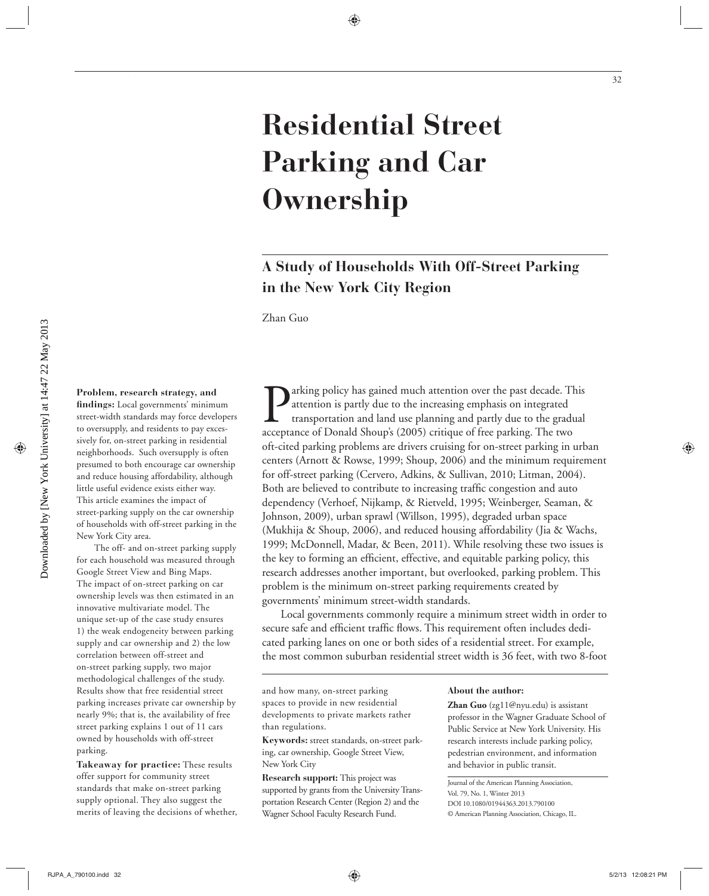# Residential Street Parking and Car Ownership

## A Study of Households With Off-Street Parking in the New York City Region

Zhan Guo

**Problem, research strategy, and findings:** Local governments' minimum street-width standards may force developers to oversupply, and residents to pay excessively for, on-street parking in residential neighborhoods. Such oversupply is often presumed to both encourage car ownership and reduce housing affordability, although little useful evidence exists either way. This article examines the impact of street-parking supply on the car ownership of households with off-street parking in the New York City area.

The off- and on-street parking supply for each household was measured through Google Street View and Bing Maps. The impact of on-street parking on car ownership levels was then estimated in an innovative multivariate model. The unique set-up of the case study ensures 1) the weak endogeneity between parking supply and car ownership and 2) the low correlation between off-street and on-street parking supply, two major methodological challenges of the study. Results show that free residential street parking increases private car ownership by nearly 9%; that is, the availability of free street parking explains 1 out of 11 cars owned by households with off-street parking.

**Takeaway for practice:** These results offer support for community street standards that make on-street parking supply optional. They also suggest the merits of leaving the decisions of whether, and how many, on-street parking spaces to provide in new residential developments to private markets rather than regulations.

**Keywords:** street standards, on-street parking, car ownership, Google Street View, New York City

**Research support:** This project was supported by grants from the University Transportation Research Center (Region 2) and the Wagner School Faculty Research Fund.

**About the author:**

**Zhan Guo** (zg11@nyu.edu) is assistant professor in the Wagner Graduate School of Public Service at New York University. His research interests include parking policy, pedestrian environment, and information and behavior in public transit.

Journal of the American Planning Association, Vol. 79, No. 1, Winter 2013
DOI 10.1080/01944363.2013.790100
© American Planning Association, Chicago, IL.

Parking policy has gained much attention over the past decade. This attention is partly due to the increasing emphasis on integrated transportation and land use planning and partly due to the gradual acceptance of Donald Shoup's (2005) critique of free parking. The two oft-cited parking problems are drivers cruising for on-street parking in urban centers (Arnott & Rowse, 1999; Shoup, 2006) and the minimum requirement for off-street parking (Cervero, Adkins, & Sullivan, 2010; Litman, 2004). Both are believed to contribute to increasing traffic congestion and auto dependency (Verhoef, Nijkamp, & Rietveld, 1995; Weinberger, Seaman, & Johnson, 2009), urban sprawl (Willson, 1995), degraded urban space (Mukhija & Shoup, 2006), and reduced housing affordability (Jia & Wachs, 1999; McDonnell, Madar, & Been, 2011). While resolving these two issues is the key to forming an efficient, effective, and equitable parking policy, this research addresses another important, but overlooked, parking problem. This problem is the minimum on-street parking requirements created by governments' minimum street-width standards.

Local governments commonly require a minimum street width in order to secure safe and efficient traffic flows. This requirement often includes dedicated parking lanes on one or both sides of a residential street. For example, the most common suburban residential street width is 36 feet, with two 8-foot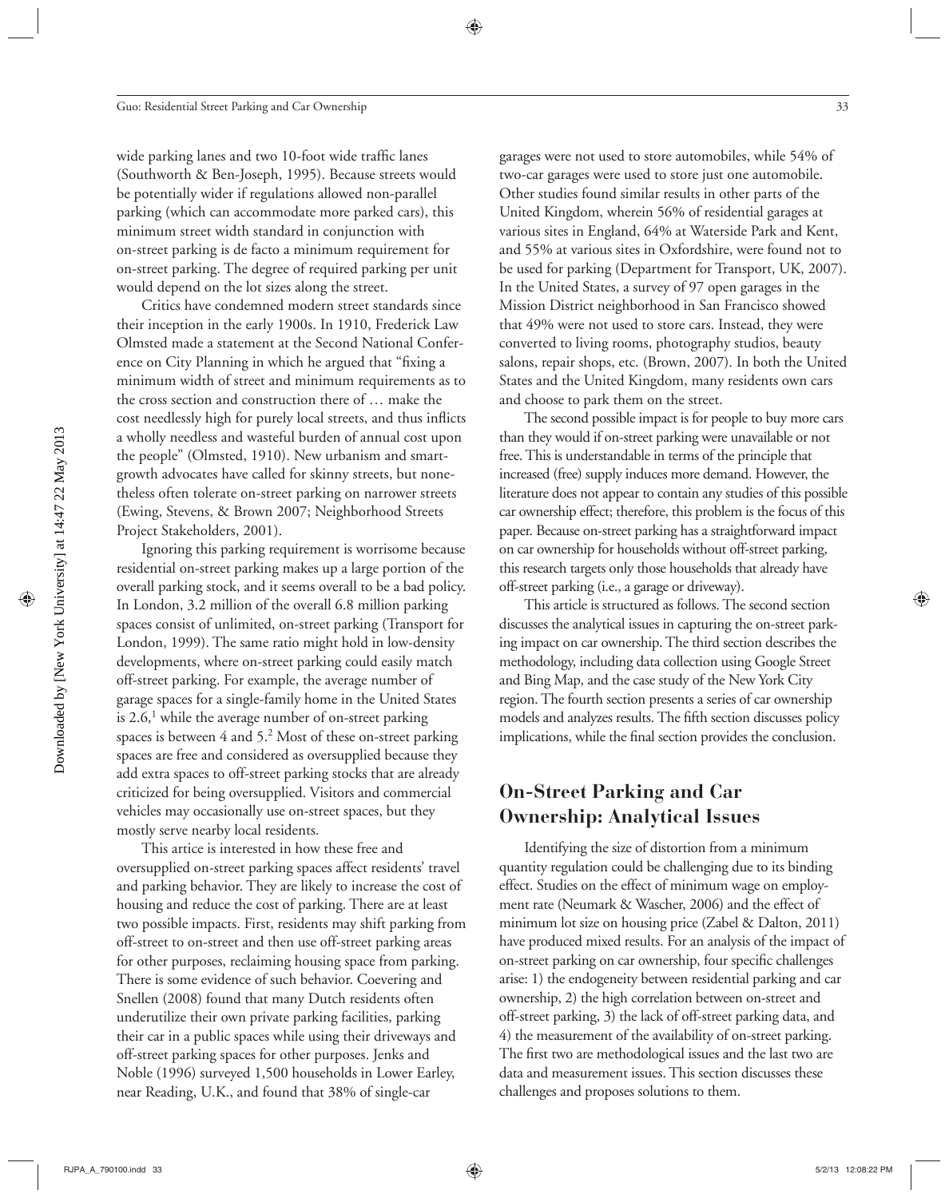wide parking lanes and two 10-foot wide traffic lanes (Southworth & Ben-Joseph, 1995). Because streets would be potentially wider if regulations allowed non-parallel parking (which can accommodate more parked cars), this minimum street width standard in conjunction with on-street parking is de facto a minimum requirement for on-street parking. The degree of required parking per unit would depend on the lot sizes along the street.

Critics have condemned modern street standards since their inception in the early 1900s. In 1910, Frederick Law Olmsted made a statement at the Second National Conference on City Planning in which he argued that "fixing a minimum width of street and minimum requirements as to the cross section and construction there of … make the cost needlessly high for purely local streets, and thus inflicts a wholly needless and wasteful burden of annual cost upon the people" (Olmsted, 1910). New urbanism and smart-growth advocates have called for skinny streets, but nonetheless often tolerate on-street parking on narrower streets (Ewing, Stevens, & Brown 2007; Neighborhood Streets Project Stakeholders, 2001).

Ignoring this parking requirement is worrisome because residential on-street parking makes up a large portion of the overall parking stock, and it seems overall to be a bad policy. In London, 3.2 million of the overall 6.8 million parking spaces consist of unlimited, on-street parking (Transport for London, 1999). The same ratio might hold in low-density developments, where on-street parking could easily match off-street parking. For example, the average number of garage spaces for a single-family home in the United States is 2.6,[1] while the average number of on-street parking spaces is between 4 and 5.[2] Most of these on-street parking spaces are free and considered as oversupplied because they add extra spaces to off-street parking stocks that are already criticized for being oversupplied. Visitors and commercial vehicles may occasionally use on-street spaces, but they mostly serve nearby local residents.

This article is interested in how these free and oversupplied on-street parking spaces affect residents' travel and parking behavior. They are likely to increase the cost of housing and reduce the cost of parking. There are at least two possible impacts. First, residents may shift parking from off-street to on-street and then use off-street parking areas for other purposes, reclaiming housing space from parking. There is some evidence of such behavior. Coevering and Snellen (2008) found that many Dutch residents often underutilize their own private parking facilities, parking their car in a public spaces while using their driveways and off-street parking spaces for other purposes. Jenks and Noble (1996) surveyed 1,500 households in Lower Earley, near Reading, U.K., and found that 38% of single-car garages were not used to store automobiles, while 54% of two-car garages were used to store just one automobile. Other studies found similar results in other parts of the United Kingdom, wherein 56% of residential garages at various sites in England, 64% at Waterside Park and Kent, and 55% at various sites in Oxfordshire, were found not to be used for parking (Department for Transport, UK, 2007). In the United States, a survey of 97 open garages in the Mission District neighborhood in San Francisco showed that 49% were not used to store cars. Instead, they were converted to living rooms, photography studios, beauty salons, repair shops, etc. (Brown, 2007). In both the United States and the United Kingdom, many residents own cars and choose to park them on the street.

The second possible impact is for people to buy more cars than they would if on-street parking were unavailable or not free. This is understandable in terms of the principle that increased (free) supply induces more demand. However, the literature does not appear to contain any studies of this possible car ownership effect; therefore, this problem is the focus of this paper. Because on-street parking has a straightforward impact on car ownership for households without off-street parking, this research targets only those households that already have off-street parking (i.e., a garage or driveway).

This article is structured as follows. The second section discusses the analytical issues in capturing the on-street parking impact on car ownership. The third section describes the methodology, including data collection using Google Street and Bing Map, and the case study of the New York City region. The fourth section presents a series of car ownership models and analyzes results. The fifth section discusses policy implications, while the final section provides the conclusion.

## On-Street Parking and Car Ownership: Analytical Issues

Identifying the size of distortion from a minimum quantity regulation could be challenging due to its binding effect. Studies on the effect of minimum wage on employment rate (Neumark & Wascher, 2006) and the effect of minimum lot size on housing price (Zabel & Dalton, 2011) have produced mixed results. For an analysis of the impact of on-street parking on car ownership, four specific challenges arise: 1) the endogeneity between residential parking and car ownership, 2) the high correlation between on-street and off-street parking, 3) the lack of off-street parking data, and 4) the measurement of the availability of on-street parking. The first two are methodological issues and the last two are data and measurement issues. This section discusses these challenges and proposes solutions to them.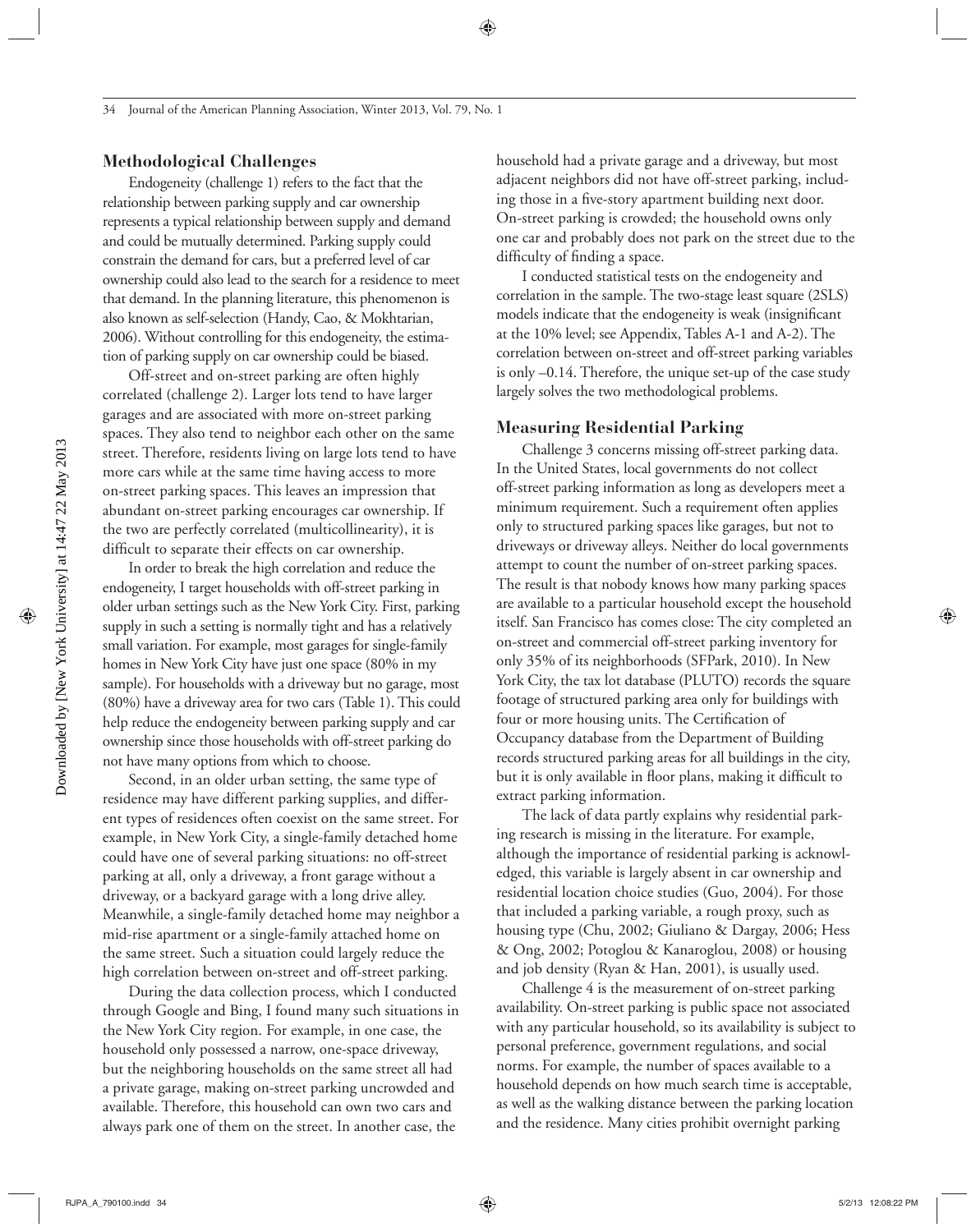## Methodological Challenges

Endogeneity (challenge 1) refers to the fact that the relationship between parking supply and car ownership represents a typical relationship between supply and demand and could be mutually determined. Parking supply could constrain the demand for cars, but a preferred level of car ownership could also lead to the search for a residence to meet that demand. In the planning literature, this phenomenon is also known as self-selection (Handy, Cao, & Mokhtarian, 2006). Without controlling for this endogeneity, the estimation of parking supply on car ownership could be biased.

Off-street and on-street parking are often highly correlated (challenge 2). Larger lots tend to have larger garages and are associated with more on-street parking spaces. They also tend to neighbor each other on the same street. Therefore, residents living on large lots tend to have more cars while at the same time having access to more on-street parking spaces. This leaves an impression that abundant on-street parking encourages car ownership. If the two are perfectly correlated (multicollinearity), it is difficult to separate their effects on car ownership.

In order to break the high correlation and reduce the endogeneity, I target households with off-street parking in older urban settings such as the New York City. First, parking supply in such a setting is normally tight and has a relatively small variation. For example, most garages for single-family homes in New York City have just one space (80% in my sample). For households with a driveway but no garage, most (80%) have a driveway area for two cars (Table 1). This could help reduce the endogeneity between parking supply and car ownership since those households with off-street parking do not have many options from which to choose.

Second, in an older urban setting, the same type of residence may have different parking supplies, and different types of residences often coexist on the same street. For example, in New York City, a single-family detached home could have one of several parking situations: no off-street parking at all, only a driveway, a front garage without a driveway, or a backyard garage with a long drive alley. Meanwhile, a single-family detached home may neighbor a mid-rise apartment or a single-family attached home on the same street. Such a situation could largely reduce the high correlation between on-street and off-street parking.

During the data collection process, which I conducted through Google and Bing, I found many such situations in the New York City region. For example, in one case, the household only possessed a narrow, one-space driveway, but the neighboring households on the same street all had a private garage, making on-street parking uncrowded and available. Therefore, this household can own two cars and always park one of them on the street. In another case, the household had a private garage and a driveway, but most adjacent neighbors did not have off-street parking, including those in a five-story apartment building next door. On-street parking is crowded; the household owns only one car and probably does not park on the street due to the difficulty of finding a space.

I conducted statistical tests on the endogeneity and correlation in the sample. The two-stage least square (2SLS) models indicate that the endogeneity is weak (insignificant at the 10% level; see Appendix, Tables A-1 and A-2). The correlation between on-street and off-street parking variables is only –0.14. Therefore, the unique set-up of the case study largely solves the two methodological problems.

## Measuring Residential Parking

Challenge 3 concerns missing off-street parking data. In the United States, local governments do not collect off-street parking information as long as developers meet a minimum requirement. Such a requirement often applies only to structured parking spaces like garages, but not to driveways or driveway alleys. Neither do local governments attempt to count the number of on-street parking spaces. The result is that nobody knows how many parking spaces are available to a particular household except the household itself. San Francisco has comes close: The city completed an on-street and commercial off-street parking inventory for only 35% of its neighborhoods (SFPark, 2010). In New York City, the tax lot database (PLUTO) records the square footage of structured parking area only for buildings with four or more housing units. The Certification of Occupancy database from the Department of Building records structured parking areas for all buildings in the city, but it is only available in floor plans, making it difficult to extract parking information.

The lack of data partly explains why residential parking research is missing in the literature. For example, although the importance of residential parking is acknowledged, this variable is largely absent in car ownership and residential location choice studies (Guo, 2004). For those that included a parking variable, a rough proxy, such as housing type (Chu, 2002; Giuliano & Dargay, 2006; Hess & Ong, 2002; Potoglou & Kanaroglou, 2008) or housing and job density (Ryan & Han, 2001), is usually used.

Challenge 4 is the measurement of on-street parking availability. On-street parking is public space not associated with any particular household, so its availability is subject to personal preference, government regulations, and social norms. For example, the number of spaces available to a household depends on how much search time is acceptable, as well as the walking distance between the parking location and the residence. Many cities prohibit overnight parking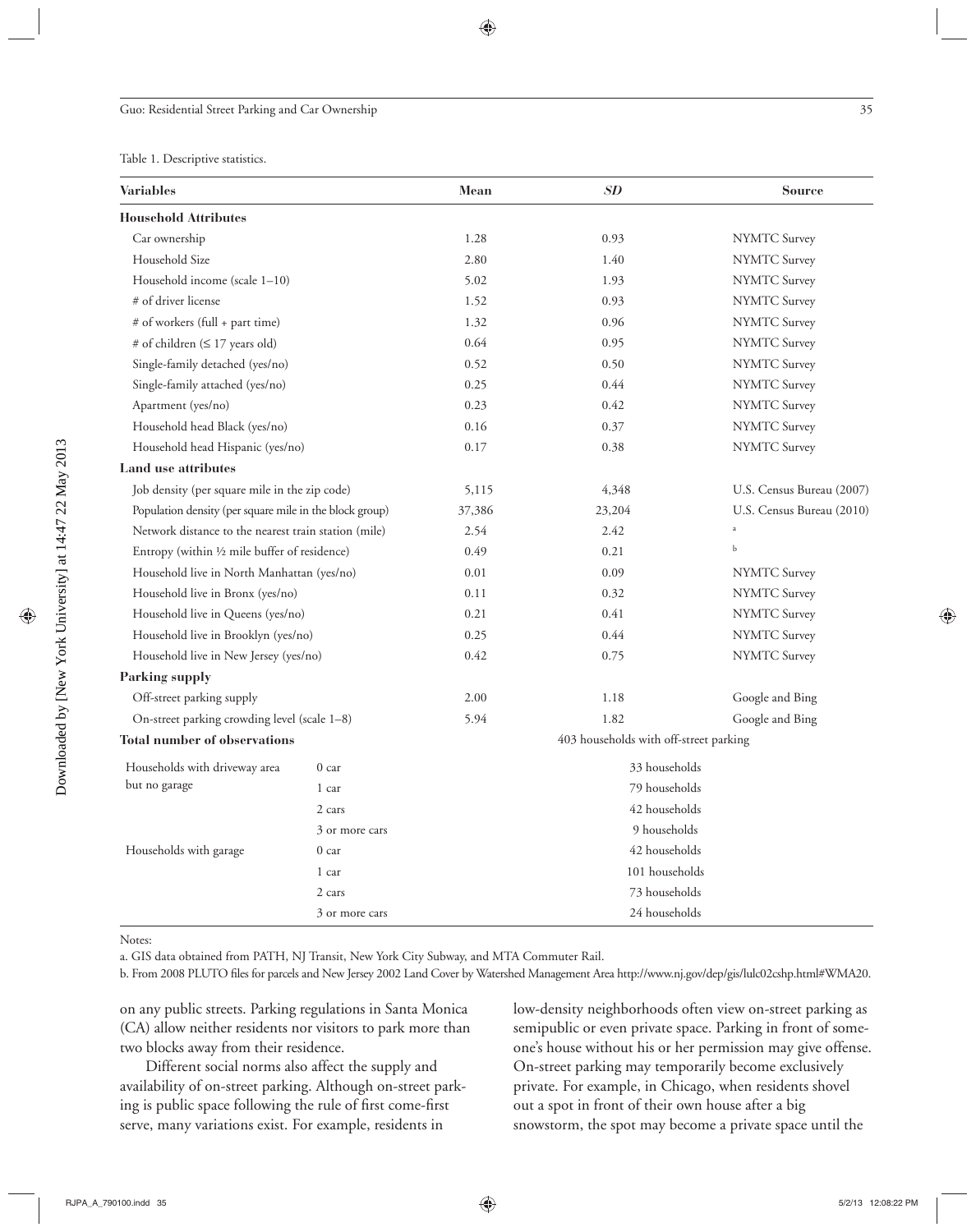Table 1. Descriptive statistics.

| Variables | | Mean | *SD* | Source |
|---|---|---|---|---|
| **Household Attributes** | | | | |
| Car ownership | | 1.28 | 0.93 | NYMTC Survey |
| Household Size | | 2.80 | 1.40 | NYMTC Survey |
| Household income (scale 1–10) | | 5.02 | 1.93 | NYMTC Survey |
| # of driver license | | 1.52 | 0.93 | NYMTC Survey |
| # of workers (full + part time) | | 1.32 | 0.96 | NYMTC Survey |
| # of children (≤ 17 years old) | | 0.64 | 0.95 | NYMTC Survey |
| Single-family detached (yes/no) | | 0.52 | 0.50 | NYMTC Survey |
| Single-family attached (yes/no) | | 0.25 | 0.44 | NYMTC Survey |
| Apartment (yes/no) | | 0.23 | 0.42 | NYMTC Survey |
| Household head Black (yes/no) | | 0.16 | 0.37 | NYMTC Survey |
| Household head Hispanic (yes/no) | | 0.17 | 0.38 | NYMTC Survey |
| **Land use attributes** | | | | |
| Job density (per square mile in the zip code) | | 5,115 | 4,348 | U.S. Census Bureau (2007) |
| Population density (per square mile in the block group) | | 37,386 | 23,204 | U.S. Census Bureau (2010) |
| Network distance to the nearest train station (mile) | | 2.54 | 2.42 | [a] |
| Entropy (within ½ mile buffer of residence) | | 0.49 | 0.21 | [b] |
| Household live in North Manhattan (yes/no) | | 0.01 | 0.09 | NYMTC Survey |
| Household live in Bronx (yes/no) | | 0.11 | 0.32 | NYMTC Survey |
| Household live in Queens (yes/no) | | 0.21 | 0.41 | NYMTC Survey |
| Household live in Brooklyn (yes/no) | | 0.25 | 0.44 | NYMTC Survey |
| Household live in New Jersey (yes/no) | | 0.42 | 0.75 | NYMTC Survey |
| **Parking supply** | | | | |
| Off-street parking supply | | 2.00 | 1.18 | Google and Bing |
| On-street parking crowding level (scale 1–8) | | 5.94 | 1.82 | Google and Bing |
| **Total number of observations** | | | 403 households with off-street parking | |
| Households with driveway area but no garage | 0 car | | 33 households | |
| | 1 car | | 79 households | |
| | 2 cars | | 42 households | |
| | 3 or more cars | | 9 households | |
| Households with garage | 0 car | | 42 households | |
| | 1 car | | 101 households | |
| | 2 cars | | 73 households | |
| | 3 or more cars | | 24 households | |

Notes:

a. GIS data obtained from PATH, NJ Transit, New York City Subway, and MTA Commuter Rail.

b. From 2008 PLUTO files for parcels and New Jersey 2002 Land Cover by Watershed Management Area http://www.nj.gov/dep/gis/lulc02cshp.html#WMA20.

on any public streets. Parking regulations in Santa Monica (CA) allow neither residents nor visitors to park more than two blocks away from their residence.

Different social norms also affect the supply and availability of on-street parking. Although on-street parking is public space following the rule of first come-first serve, many variations exist. For example, residents in low-density neighborhoods often view on-street parking as semipublic or even private space. Parking in front of someone's house without his or her permission may give offense. On-street parking may temporarily become exclusively private. For example, in Chicago, when residents shovel out a spot in front of their own house after a big snowstorm, the spot may become a private space until the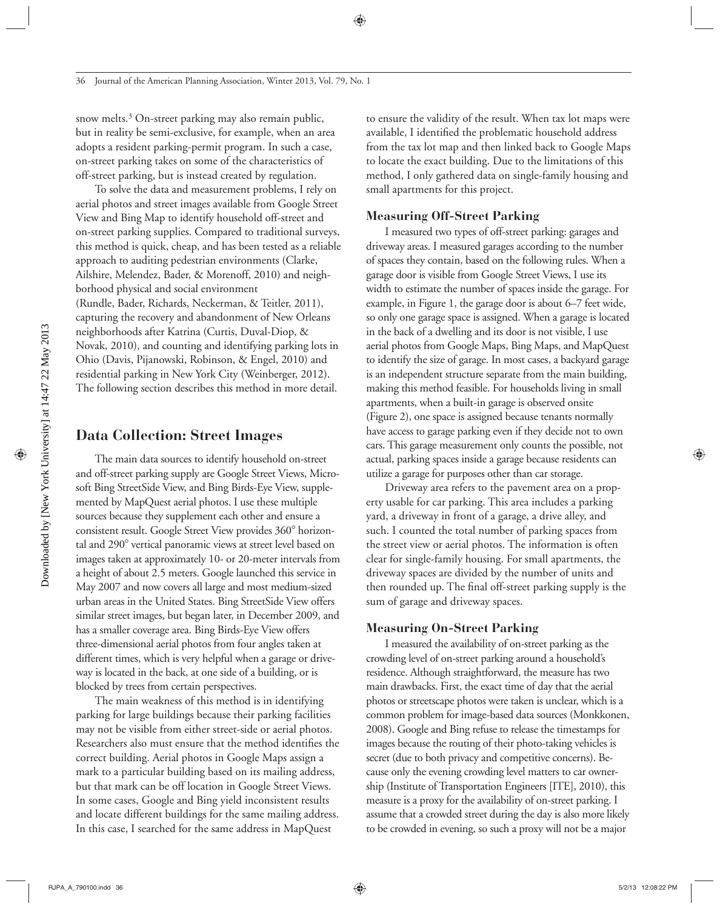snow melts.[3] On-street parking may also remain public, but in reality be semi-exclusive, for example, when an area adopts a resident parking-permit program. In such a case, on-street parking takes on some of the characteristics of off-street parking, but is instead created by regulation.

To solve the data and measurement problems, I rely on aerial photos and street images available from Google Street View and Bing Map to identify household off-street and on-street parking supplies. Compared to traditional surveys, this method is quick, cheap, and has been tested as a reliable approach to auditing pedestrian environments (Clarke, Ailshire, Melendez, Bader, & Morenoff, 2010) and neighborhood physical and social environment (Rundle, Bader, Richards, Neckerman, & Teitler, 2011), capturing the recovery and abandonment of New Orleans neighborhoods after Katrina (Curtis, Duval-Diop, & Novak, 2010), and counting and identifying parking lots in Ohio (Davis, Pijanowski, Robinson, & Engel, 2010) and residential parking in New York City (Weinberger, 2012). The following section describes this method in more detail.

## Data Collection: Street Images

The main data sources to identify household on-street and off-street parking supply are Google Street Views, Microsoft Bing StreetSide View, and Bing Birds-Eye View, supplemented by MapQuest aerial photos. I use these multiple sources because they supplement each other and ensure a consistent result. Google Street View provides 360° horizontal and 290° vertical panoramic views at street level based on images taken at approximately 10- or 20-meter intervals from a height of about 2.5 meters. Google launched this service in May 2007 and now covers all large and most medium-sized urban areas in the United States. Bing StreetSide View offers similar street images, but began later, in December 2009, and has a smaller coverage area. Bing Birds-Eye View offers three-dimensional aerial photos from four angles taken at different times, which is very helpful when a garage or driveway is located in the back, at one side of a building, or is blocked by trees from certain perspectives.

The main weakness of this method is in identifying parking for large buildings because their parking facilities may not be visible from either street-side or aerial photos. Researchers also must ensure that the method identifies the correct building. Aerial photos in Google Maps assign a mark to a particular building based on its mailing address, but that mark can be off location in Google Street Views. In some cases, Google and Bing yield inconsistent results and locate different buildings for the same mailing address. In this case, I searched for the same address in MapQuest to ensure the validity of the result. When tax lot maps were available, I identified the problematic household address from the tax lot map and then linked back to Google Maps to locate the exact building. Due to the limitations of this method, I only gathered data on single-family housing and small apartments for this project.

### Measuring Off-Street Parking

I measured two types of off-street parking: garages and driveway areas. I measured garages according to the number of spaces they contain, based on the following rules. When a garage door is visible from Google Street Views, I use its width to estimate the number of spaces inside the garage. For example, in Figure 1, the garage door is about 6–7 feet wide, so only one garage space is assigned. When a garage is located in the back of a dwelling and its door is not visible, I use aerial photos from Google Maps, Bing Maps, and MapQuest to identify the size of garage. In most cases, a backyard garage is an independent structure separate from the main building, making this method feasible. For households living in small apartments, when a built-in garage is observed onsite (Figure 2), one space is assigned because tenants normally have access to garage parking even if they decide not to own cars. This garage measurement only counts the possible, not actual, parking spaces inside a garage because residents can utilize a garage for purposes other than car storage.

Driveway area refers to the pavement area on a property usable for car parking. This area includes a parking yard, a driveway in front of a garage, a drive alley, and such. I counted the total number of parking spaces from the street view or aerial photos. The information is often clear for single-family housing. For small apartments, the driveway spaces are divided by the number of units and then rounded up. The final off-street parking supply is the sum of garage and driveway spaces.

### Measuring On-Street Parking

I measured the availability of on-street parking as the crowding level of on-street parking around a household's residence. Although straightforward, the measure has two main drawbacks. First, the exact time of day that the aerial photos or streetscape photos were taken is unclear, which is a common problem for image-based data sources (Monkkonen, 2008). Google and Bing refuse to release the timestamps for images because the routing of their photo-taking vehicles is secret (due to both privacy and competitive concerns). Because only the evening crowding level matters to car ownership (Institute of Transportation Engineers [ITE], 2010), this measure is a proxy for the availability of on-street parking. I assume that a crowded street during the day is also more likely to be crowded in evening, so such a proxy will not be a major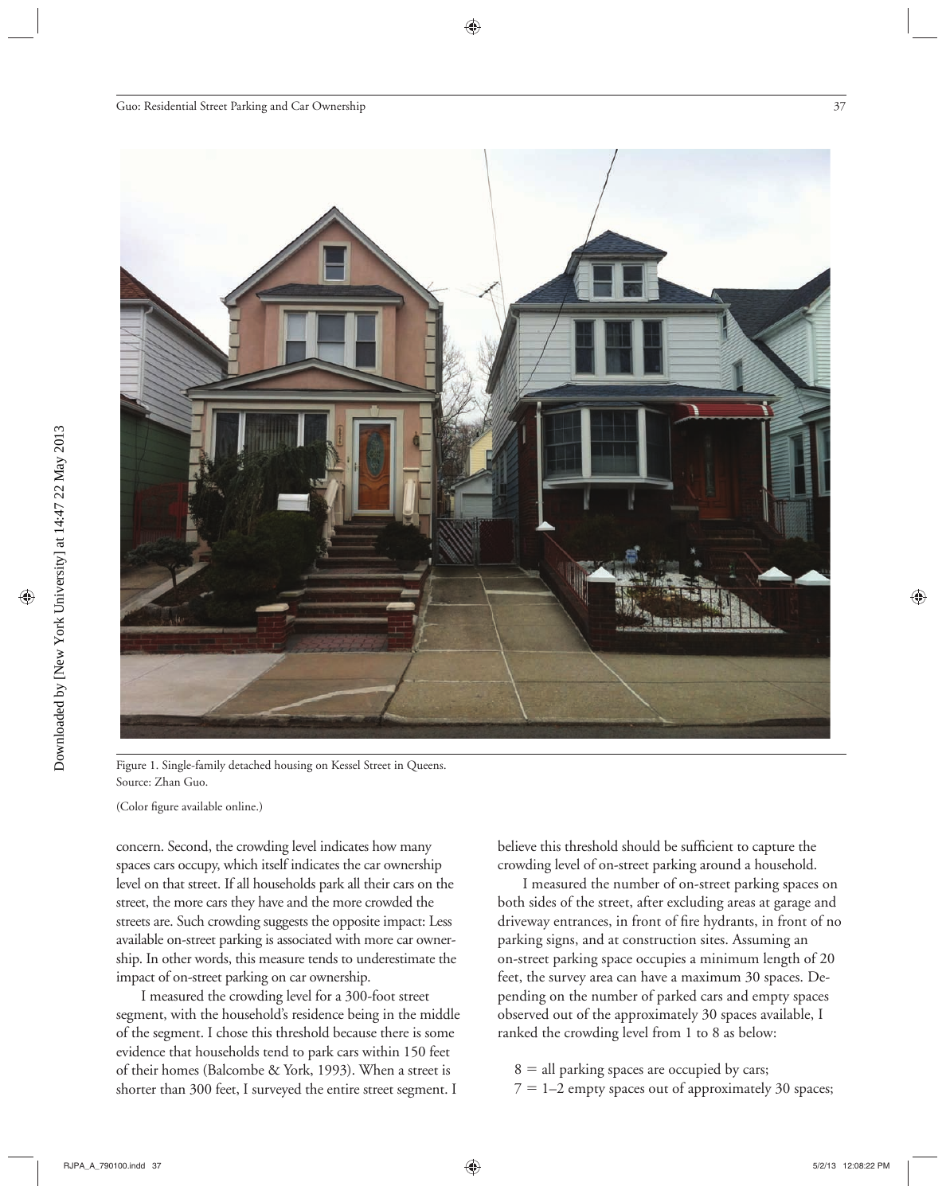Figure 1. Single-family detached housing on Kessel Street in Queens. Source: Zhan Guo.

(Color figure available online.)

concern. Second, the crowding level indicates how many spaces cars occupy, which itself indicates the car ownership level on that street. If all households park all their cars on the street, the more cars they have and the more crowded the streets are. Such crowding suggests the opposite impact: Less available on-street parking is associated with more car ownership. In other words, this measure tends to underestimate the impact of on-street parking on car ownership.

I measured the crowding level for a 300-foot street segment, with the household's residence being in the middle of the segment. I chose this threshold because there is some evidence that households tend to park cars within 150 feet of their homes (Balcombe & York, 1993). When a street is shorter than 300 feet, I surveyed the entire street segment. I believe this threshold should be sufficient to capture the crowding level of on-street parking around a household.

I measured the number of on-street parking spaces on both sides of the street, after excluding areas at garage and driveway entrances, in front of fire hydrants, in front of no parking signs, and at construction sites. Assuming an on-street parking space occupies a minimum length of 20 feet, the survey area can have a maximum 30 spaces. Depending on the number of parked cars and empty spaces observed out of the approximately 30 spaces available, I ranked the crowding level from 1 to 8 as below:

8 = all parking spaces are occupied by cars;
7 = 1–2 empty spaces out of approximately 30 spaces;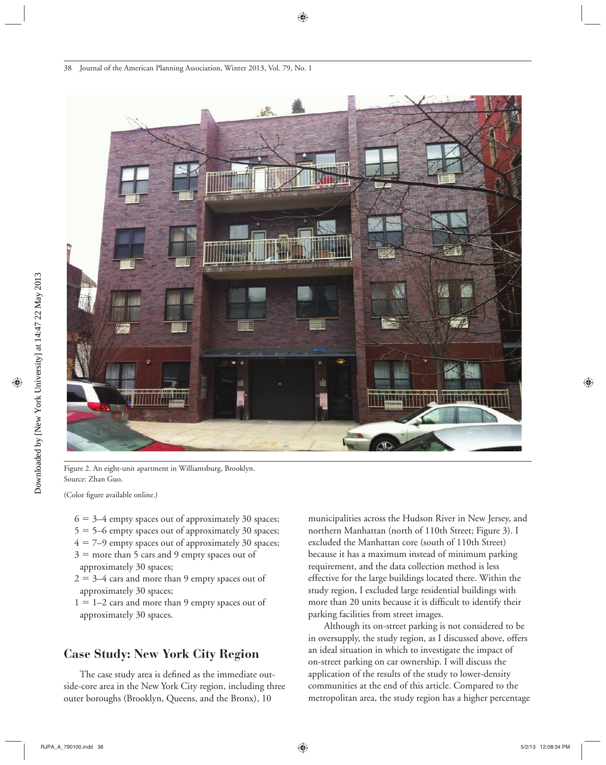Figure 2. An eight-unit apartment in Williamsburg, Brooklyn.
Source: Zhan Guo.

(Color figure available online.)

6 = 3–4 empty spaces out of approximately 30 spaces;
5 = 5–6 empty spaces out of approximately 30 spaces;
4 = 7–9 empty spaces out of approximately 30 spaces;
3 = more than 5 cars and 9 empty spaces out of approximately 30 spaces;
2 = 3–4 cars and more than 9 empty spaces out of approximately 30 spaces;
1 = 1–2 cars and more than 9 empty spaces out of approximately 30 spaces.

## Case Study: New York City Region

The case study area is defined as the immediate outside-core area in the New York City region, including three outer boroughs (Brooklyn, Queens, and the Bronx), 10 municipalities across the Hudson River in New Jersey, and northern Manhattan (north of 110th Street; Figure 3). I excluded the Manhattan core (south of 110th Street) because it has a maximum instead of minimum parking requirement, and the data collection method is less effective for the large buildings located there. Within the study region, I excluded large residential buildings with more than 20 units because it is difficult to identify their parking facilities from street images.

Although its on-street parking is not considered to be in oversupply, the study region, as I discussed above, offers an ideal situation in which to investigate the impact of on-street parking on car ownership. I will discuss the application of the results of the study to lower-density communities at the end of this article. Compared to the metropolitan area, the study region has a higher percentage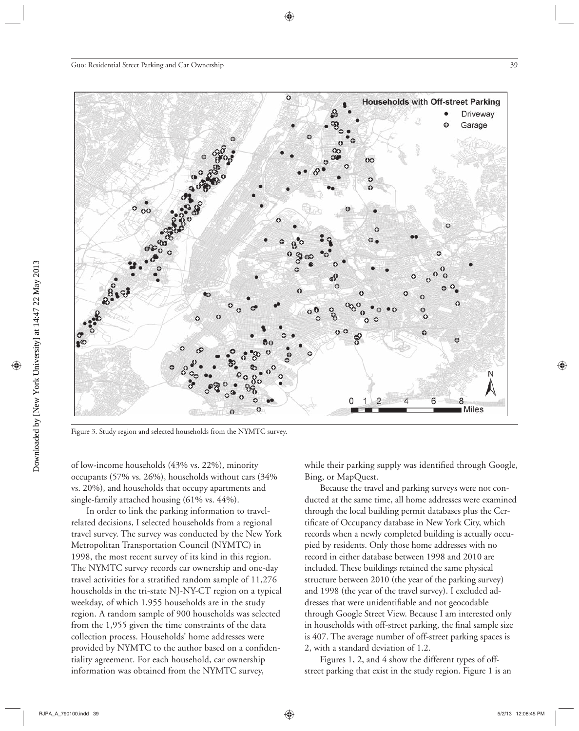Households with Off-street Parking

Driveway

Garage

0 1 2 4 6 8 Miles

N

Figure 3. Study region and selected households from the NYMTC survey.

of low-income households (43% vs. 22%), minority occupants (57% vs. 26%), households without cars (34% vs. 20%), and households that occupy apartments and single-family attached housing (61% vs. 44%).

In order to link the parking information to travel-related decisions, I selected households from a regional travel survey. The survey was conducted by the New York Metropolitan Transportation Council (NYMTC) in 1998, the most recent survey of its kind in this region. The NYMTC survey records car ownership and one-day travel activities for a stratified random sample of 11,276 households in the tri-state NJ-NY-CT region on a typical weekday, of which 1,955 households are in the study region. A random sample of 900 households was selected from the 1,955 given the time constraints of the data collection process. Households' home addresses were provided by NYMTC to the author based on a confidentiality agreement. For each household, car ownership information was obtained from the NYMTC survey, while their parking supply was identified through Google, Bing, or MapQuest.

Because the travel and parking surveys were not conducted at the same time, all home addresses were examined through the local building permit databases plus the Certificate of Occupancy database in New York City, which records when a newly completed building is actually occupied by residents. Only those home addresses with no record in either database between 1998 and 2010 are included. These buildings retained the same physical structure between 2010 (the year of the parking survey) and 1998 (the year of the travel survey). I excluded addresses that were unidentifiable and not geocodable through Google Street View. Because I am interested only in households with off-street parking, the final sample size is 407. The average number of off-street parking spaces is 2, with a standard deviation of 1.2.

Figures 1, 2, and 4 show the different types of off-street parking that exist in the study region. Figure 1 is an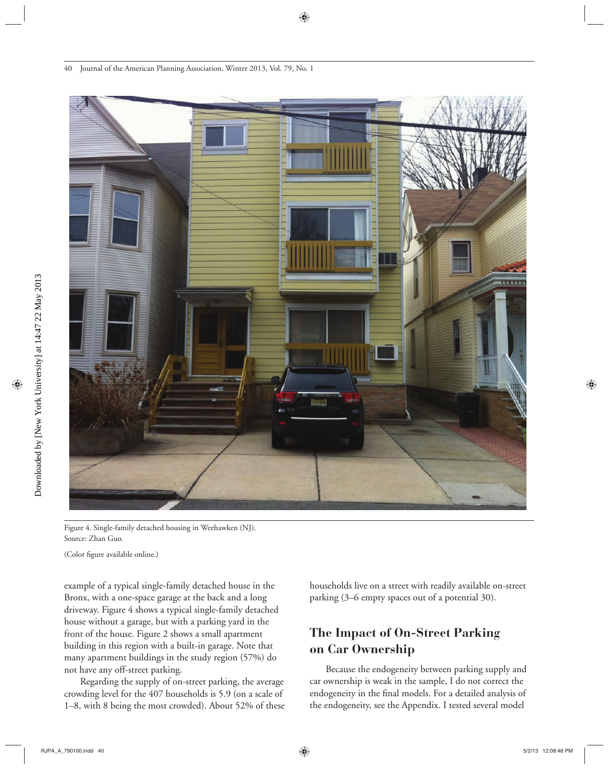Figure 4. Single-family detached housing in Weehawken (NJ).
Source: Zhan Guo.

(Color figure available online.)

example of a typical single-family detached house in the Bronx, with a one-space garage at the back and a long driveway. Figure 4 shows a typical single-family detached house without a garage, but with a parking yard in the front of the house. Figure 2 shows a small apartment building in this region with a built-in garage. Note that many apartment buildings in the study region (57%) do not have any off-street parking.

Regarding the supply of on-street parking, the average crowding level for the 407 households is 5.9 (on a scale of 1–8, with 8 being the most crowded). About 52% of these households live on a street with readily available on-street parking (3–6 empty spaces out of a potential 30).

## The Impact of On-Street Parking on Car Ownership

Because the endogeneity between parking supply and car ownership is weak in the sample, I do not correct the endogeneity in the final models. For a detailed analysis of the endogeneity, see the Appendix. I tested several model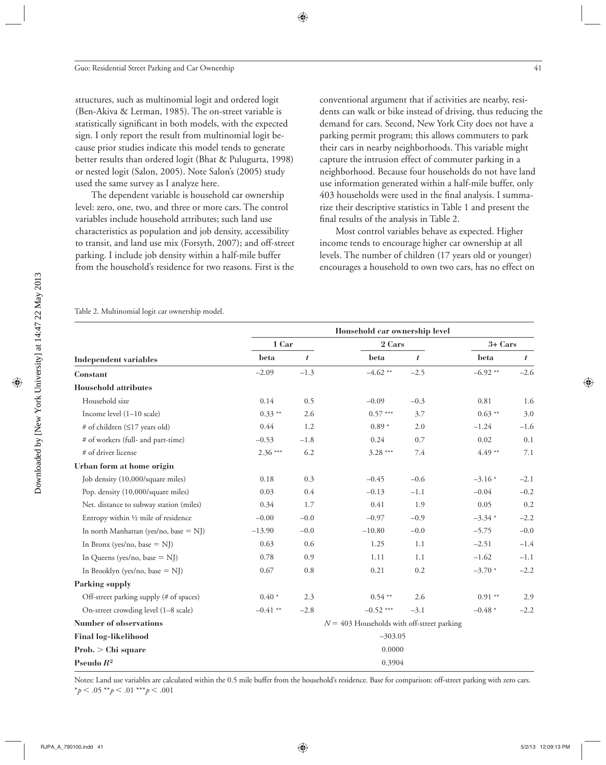structures, such as multinomial logit and ordered logit (Ben-Akiva & Lerman, 1985). The on-street variable is statistically significant in both models, with the expected sign. I only report the result from multinomial logit because prior studies indicate this model tends to generate better results than ordered logit (Bhat & Pulugurta, 1998) or nested logit (Salon, 2005). Note Salon's (2005) study used the same survey as I analyze here.

The dependent variable is household car ownership level: zero, one, two, and three or more cars. The control variables include household attributes; such land use characteristics as population and job density, accessibility to transit, and land use mix (Forsyth, 2007); and off-street parking. I include job density within a half-mile buffer from the household's residence for two reasons. First is the conventional argument that if activities are nearby, residents can walk or bike instead of driving, thus reducing the demand for cars. Second, New York City does not have a parking permit program; this allows commuters to park their cars in nearby neighborhoods. This variable might capture the intrusion effect of commuter parking in a neighborhood. Because four households do not have land use information generated within a half-mile buffer, only 403 households were used in the final analysis. I summarize their descriptive statistics in Table 1 and present the final results of the analysis in Table 2.

Most control variables behave as expected. Higher income tends to encourage higher car ownership at all levels. The number of children (17 years old or younger) encourages a household to own two cars, has no effect on

Table 2. Multinomial logit car ownership model.

| | Household car ownership level | | | | | |
|---|---|---|---|---|---|---|
| | 1 Car | | 2 Cars | | 3+ Cars | |
| **Independent variables** | **beta** | ***t*** | **beta** | ***t*** | **beta** | ***t*** |
| **Constant** | −2.09 | −1.3 | −4.62 ** | −2.5 | −6.92 ** | −2.6 |
| **Household attributes** | | | | | | |
| Household size | 0.14 | 0.5 | −0.09 | −0.3 | 0.81 | 1.6 |
| Income level (1–10 scale) | 0.33 ** | 2.6 | 0.57 *** | 3.7 | 0.63 ** | 3.0 |
| # of children (≤17 years old) | 0.44 | 1.2 | 0.89 * | 2.0 | −1.24 | −1.6 |
| # of workers (full- and part-time) | −0.53 | −1.8 | 0.24 | 0.7 | 0.02 | 0.1 |
| # of driver license | 2.36 *** | 6.2 | 3.28 *** | 7.4 | 4.49 ** | 7.1 |
| **Urban form at home origin** | | | | | | |
| Job density (10,000/square miles) | 0.18 | 0.3 | −0.45 | −0.6 | −3.16 * | −2.1 |
| Pop. density (10,000/square miles) | 0.03 | 0.4 | −0.13 | −1.1 | −0.04 | −0.2 |
| Net. distance to subway station (miles) | 0.34 | 1.7 | 0.41 | 1.9 | 0.05 | 0.2 |
| Entropy within ½ mile of residence | −0.00 | −0.0 | −0.97 | −0.9 | −3.34 * | −2.2 |
| In north Manhattan (yes/no, base = NJ) | −13.90 | −0.0 | −10.80 | −0.0 | −5.75 | −0.0 |
| In Bronx (yes/no, base = NJ) | 0.63 | 0.6 | 1.25 | 1.1 | −2.51 | −1.4 |
| In Queens (yes/no, base = NJ) | 0.78 | 0.9 | 1.11 | 1.1 | −1.62 | −1.1 |
| In Brooklyn (yes/no, base = NJ) | 0.67 | 0.8 | 0.21 | 0.2 | −3.70 * | −2.2 |
| **Parking supply** | | | | | | |
| Off-street parking supply (# of spaces) | 0.40 * | 2.3 | 0.54 ** | 2.6 | 0.91 ** | 2.9 |
| On-street crowding level (1–8 scale) | −0.41 ** | −2.8 | −0.52 *** | −3.1 | −0.48 * | −2.2 |
| **Number of observations** | $N = 403$ Households with off-street parking | | | | | |
| **Final log-likelihood** | −303.05 | | | | | |
| **Prob. > Chi square** | 0.0000 | | | | | |
| **Pseudo $R^2$** | 0.3904 | | | | | |

Notes: Land use variables are calculated within the 0.5 mile buffer from the household's residence. Base for comparison: off-street parking with zero cars.
$^{*}p < .05$ $^{**}p < .01$ $^{***}p < .001$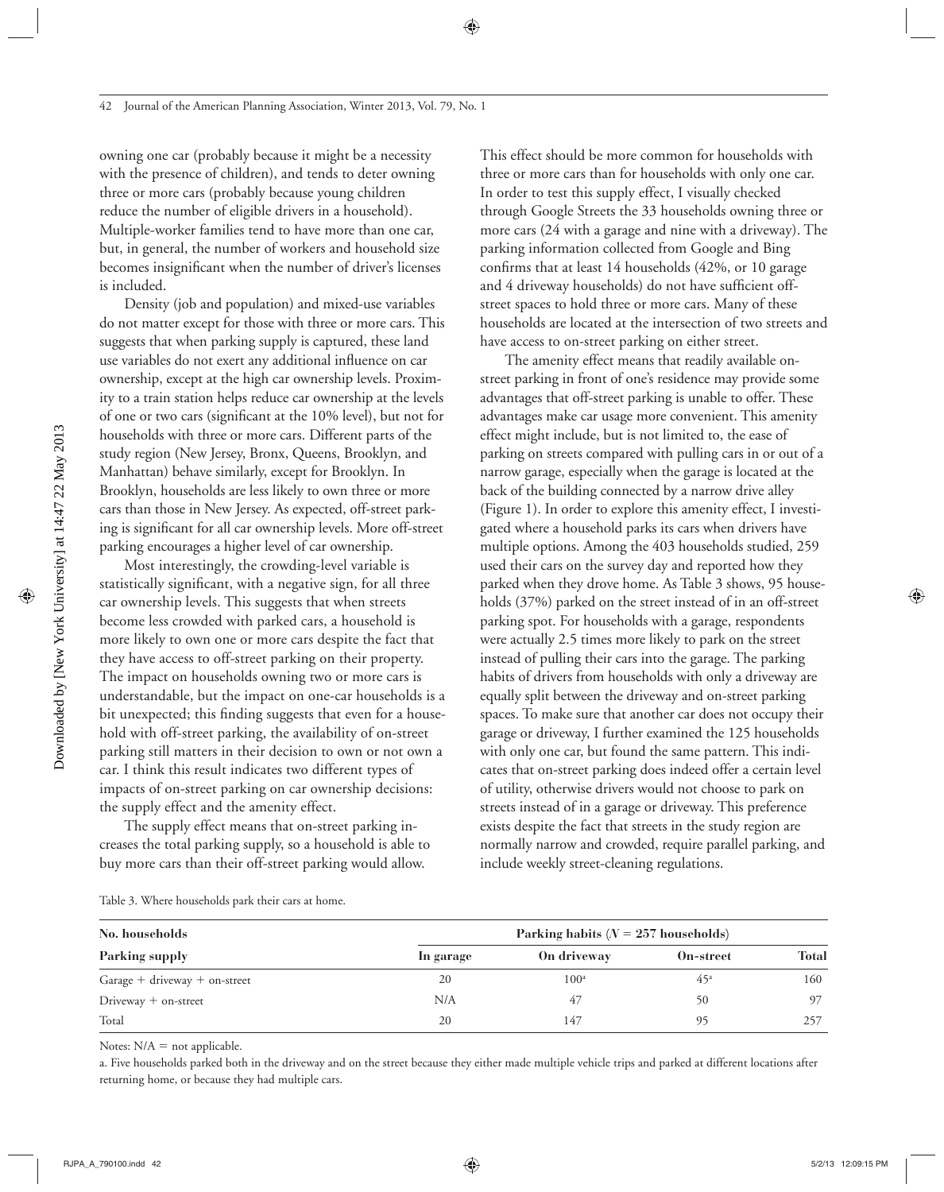owning one car (probably because it might be a necessity with the presence of children), and tends to deter owning three or more cars (probably because young children reduce the number of eligible drivers in a household). Multiple-worker families tend to have more than one car, but, in general, the number of workers and household size becomes insignificant when the number of driver's licenses is included.

Density (job and population) and mixed-use variables do not matter except for those with three or more cars. This suggests that when parking supply is captured, these land use variables do not exert any additional influence on car ownership, except at the high car ownership levels. Proximity to a train station helps reduce car ownership at the levels of one or two cars (significant at the 10% level), but not for households with three or more cars. Different parts of the study region (New Jersey, Bronx, Queens, Brooklyn, and Manhattan) behave similarly, except for Brooklyn. In Brooklyn, households are less likely to own three or more cars than those in New Jersey. As expected, off-street parking is significant for all car ownership levels. More off-street parking encourages a higher level of car ownership.

Most interestingly, the crowding-level variable is statistically significant, with a negative sign, for all three car ownership levels. This suggests that when streets become less crowded with parked cars, a household is more likely to own one or more cars despite the fact that they have access to off-street parking on their property. The impact on households owning two or more cars is understandable, but the impact on one-car households is a bit unexpected; this finding suggests that even for a household with off-street parking, the availability of on-street parking still matters in their decision to own or not own a car. I think this result indicates two different types of impacts of on-street parking on car ownership decisions: the supply effect and the amenity effect.

The supply effect means that on-street parking increases the total parking supply, so a household is able to buy more cars than their off-street parking would allow. This effect should be more common for households with three or more cars than for households with only one car. In order to test this supply effect, I visually checked through Google Streets the 33 households owning three or more cars (24 with a garage and nine with a driveway). The parking information collected from Google and Bing confirms that at least 14 households (42%, or 10 garage and 4 driveway households) do not have sufficient off-street spaces to hold three or more cars. Many of these households are located at the intersection of two streets and have access to on-street parking on either street.

The amenity effect means that readily available on-street parking in front of one's residence may provide some advantages that off-street parking is unable to offer. These advantages make car usage more convenient. This amenity effect might include, but is not limited to, the ease of parking on streets compared with pulling cars in or out of a narrow garage, especially when the garage is located at the back of the building connected by a narrow drive alley (Figure 1). In order to explore this amenity effect, I investigated where a household parks its cars when drivers have multiple options. Among the 403 households studied, 259 used their cars on the survey day and reported how they parked when they drove home. As Table 3 shows, 95 households (37%) parked on the street instead of in an off-street parking spot. For households with a garage, respondents were actually 2.5 times more likely to park on the street instead of pulling their cars into the garage. The parking habits of drivers from households with only a driveway are equally split between the driveway and on-street parking spaces. To make sure that another car does not occupy their garage or driveway, I further examined the 125 households with only one car, but found the same pattern. This indicates that on-street parking does indeed offer a certain level of utility, otherwise drivers would not choose to park on streets instead of in a garage or driveway. This preference exists despite the fact that streets in the study region are normally narrow and crowded, require parallel parking, and include weekly street-cleaning regulations.

Table 3. Where households park their cars at home.

| No. households | Parking habits ($N = 257$ households) | | | |
|---|---|---|---|---|
| **Parking supply** | **In garage** | **On driveway** | **On-street** | **Total** |
| Garage + driveway + on-street | 20 | 100[a] | 45[a] | 160 |
| Driveway + on-street | N/A | 47 | 50 | 97 |
| Total | 20 | 147 | 95 | 257 |

Notes: N/A = not applicable.

a. Five households parked both in the driveway and on the street because they either made multiple vehicle trips and parked at different locations after returning home, or because they had multiple cars.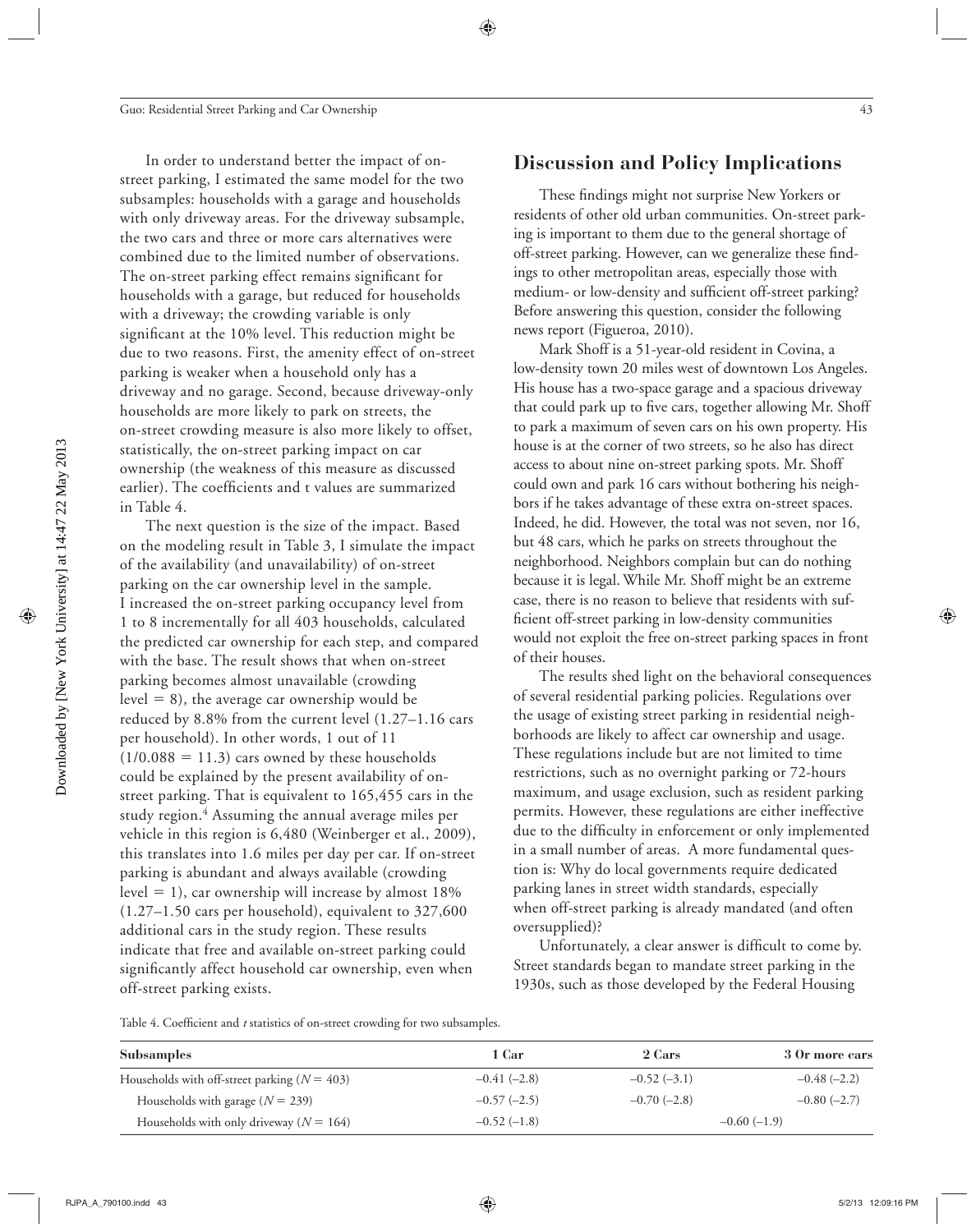In order to understand better the impact of on-street parking, I estimated the same model for the two subsamples: households with a garage and households with only driveway areas. For the driveway subsample, the two cars and three or more cars alternatives were combined due to the limited number of observations. The on-street parking effect remains significant for households with a garage, but reduced for households with a driveway; the crowding variable is only significant at the 10% level. This reduction might be due to two reasons. First, the amenity effect of on-street parking is weaker when a household only has a driveway and no garage. Second, because driveway-only households are more likely to park on streets, the on-street crowding measure is also more likely to offset, statistically, the on-street parking impact on car ownership (the weakness of this measure as discussed earlier). The coefficients and t values are summarized in Table 4.

The next question is the size of the impact. Based on the modeling result in Table 3, I simulate the impact of the availability (and unavailability) of on-street parking on the car ownership level in the sample. I increased the on-street parking occupancy level from 1 to 8 incrementally for all 403 households, calculated the predicted car ownership for each step, and compared with the base. The result shows that when on-street parking becomes almost unavailable (crowding level = 8), the average car ownership would be reduced by 8.8% from the current level (1.27–1.16 cars per household). In other words, 1 out of 11 (1/0.088 = 11.3) cars owned by these households could be explained by the present availability of on-street parking. That is equivalent to 165,455 cars in the study region.[4] Assuming the annual average miles per vehicle in this region is 6,480 (Weinberger et al., 2009), this translates into 1.6 miles per day per car. If on-street parking is abundant and always available (crowding level = 1), car ownership will increase by almost 18% (1.27–1.50 cars per household), equivalent to 327,600 additional cars in the study region. These results indicate that free and available on-street parking could significantly affect household car ownership, even when off-street parking exists.

## Discussion and Policy Implications

These findings might not surprise New Yorkers or residents of other old urban communities. On-street parking is important to them due to the general shortage of off-street parking. However, can we generalize these findings to other metropolitan areas, especially those with medium- or low-density and sufficient off-street parking? Before answering this question, consider the following news report (Figueroa, 2010).

Mark Shoff is a 51-year-old resident in Covina, a low-density town 20 miles west of downtown Los Angeles. His house has a two-space garage and a spacious driveway that could park up to five cars, together allowing Mr. Shoff to park a maximum of seven cars on his own property. His house is at the corner of two streets, so he also has direct access to about nine on-street parking spots. Mr. Shoff could own and park 16 cars without bothering his neighbors if he takes advantage of these extra on-street spaces. Indeed, he did. However, the total was not seven, nor 16, but 48 cars, which he parks on streets throughout the neighborhood. Neighbors complain but can do nothing because it is legal. While Mr. Shoff might be an extreme case, there is no reason to believe that residents with sufficient off-street parking in low-density communities would not exploit the free on-street parking spaces in front of their houses.

The results shed light on the behavioral consequences of several residential parking policies. Regulations over the usage of existing street parking in residential neighborhoods are likely to affect car ownership and usage. These regulations include but are not limited to time restrictions, such as no overnight parking or 72-hours maximum, and usage exclusion, such as resident parking permits. However, these regulations are either ineffective due to the difficulty in enforcement or only implemented in a small number of areas. A more fundamental question is: Why do local governments require dedicated parking lanes in street width standards, especially when off-street parking is already mandated (and often oversupplied)?

Unfortunately, a clear answer is difficult to come by. Street standards began to mandate street parking in the 1930s, such as those developed by the Federal Housing

Table 4. Coefficient and *t* statistics of on-street crowding for two subsamples.

| Subsamples | 1 Car | 2 Cars | 3 Or more cars |
|---|---|---|---|
| Households with off-street parking ($N = 403$) | –0.41 (–2.8) | –0.52 (–3.1) | –0.48 (–2.2) |
| Households with garage ($N = 239$) | –0.57 (–2.5) | –0.70 (–2.8) | –0.80 (–2.7) |
| Households with only driveway ($N = 164$) | –0.52 (–1.8) | –0.60 (–1.9) | |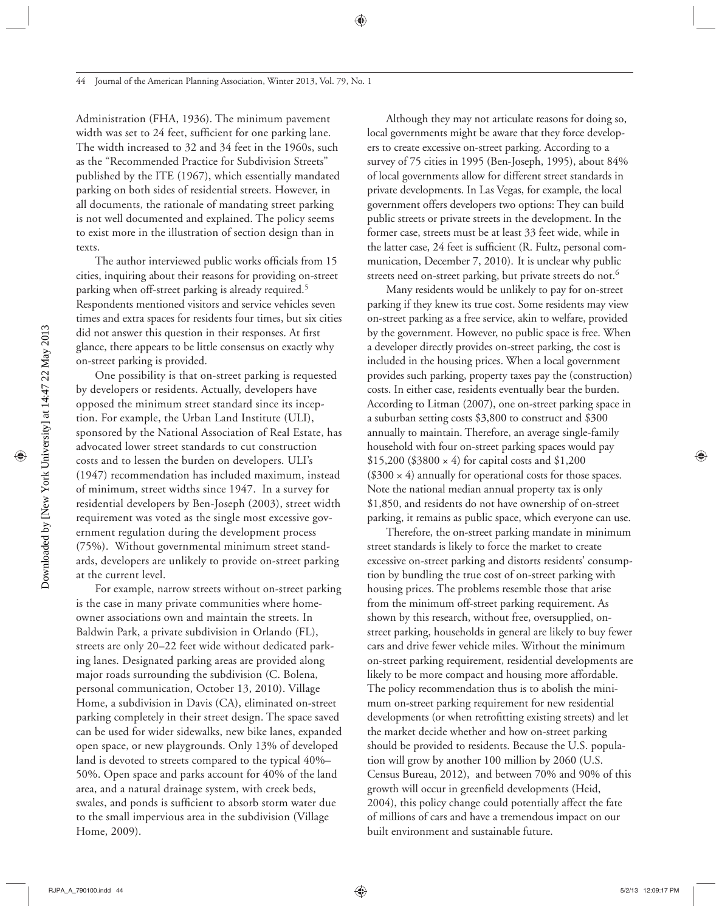Administration (FHA, 1936). The minimum pavement width was set to 24 feet, sufficient for one parking lane. The width increased to 32 and 34 feet in the 1960s, such as the "Recommended Practice for Subdivision Streets" published by the ITE (1967), which essentially mandated parking on both sides of residential streets. However, in all documents, the rationale of mandating street parking is not well documented and explained. The policy seems to exist more in the illustration of section design than in texts.

The author interviewed public works officials from 15 cities, inquiring about their reasons for providing on-street parking when off-street parking is already required.[5] Respondents mentioned visitors and service vehicles seven times and extra spaces for residents four times, but six cities did not answer this question in their responses. At first glance, there appears to be little consensus on exactly why on-street parking is provided.

One possibility is that on-street parking is requested by developers or residents. Actually, developers have opposed the minimum street standard since its inception. For example, the Urban Land Institute (ULI), sponsored by the National Association of Real Estate, has advocated lower street standards to cut construction costs and to lessen the burden on developers. ULI's (1947) recommendation has included maximum, instead of minimum, street widths since 1947. In a survey for residential developers by Ben-Joseph (2003), street width requirement was voted as the single most excessive government regulation during the development process (75%). Without governmental minimum street standards, developers are unlikely to provide on-street parking at the current level.

For example, narrow streets without on-street parking is the case in many private communities where homeowner associations own and maintain the streets. In Baldwin Park, a private subdivision in Orlando (FL), streets are only 20–22 feet wide without dedicated parking lanes. Designated parking areas are provided along major roads surrounding the subdivision (C. Bolena, personal communication, October 13, 2010). Village Home, a subdivision in Davis (CA), eliminated on-street parking completely in their street design. The space saved can be used for wider sidewalks, new bike lanes, expanded open space, or new playgrounds. Only 13% of developed land is devoted to streets compared to the typical 40%–50%. Open space and parks account for 40% of the land area, and a natural drainage system, with creek beds, swales, and ponds is sufficient to absorb storm water due to the small impervious area in the subdivision (Village Home, 2009).

Although they may not articulate reasons for doing so, local governments might be aware that they force developers to create excessive on-street parking. According to a survey of 75 cities in 1995 (Ben-Joseph, 1995), about 84% of local governments allow for different street standards in private developments. In Las Vegas, for example, the local government offers developers two options: They can build public streets or private streets in the development. In the former case, streets must be at least 33 feet wide, while in the latter case, 24 feet is sufficient (R. Fultz, personal communication, December 7, 2010). It is unclear why public streets need on-street parking, but private streets do not.[6]

Many residents would be unlikely to pay for on-street parking if they knew its true cost. Some residents may view on-street parking as a free service, akin to welfare, provided by the government. However, no public space is free. When a developer directly provides on-street parking, the cost is included in the housing prices. When a local government provides such parking, property taxes pay the (construction) costs. In either case, residents eventually bear the burden. According to Litman (2007), one on-street parking space in a suburban setting costs $3,800 to construct and $300 annually to maintain. Therefore, an average single-family household with four on-street parking spaces would pay $15,200 ($3800 × 4) for capital costs and $1,200 ($300 × 4) annually for operational costs for those spaces. Note the national median annual property tax is only $1,850, and residents do not have ownership of on-street parking, it remains as public space, which everyone can use.

Therefore, the on-street parking mandate in minimum street standards is likely to force the market to create excessive on-street parking and distorts residents' consumption by bundling the true cost of on-street parking with housing prices. The problems resemble those that arise from the minimum off-street parking requirement. As shown by this research, without free, oversupplied, on-street parking, households in general are likely to buy fewer cars and drive fewer vehicle miles. Without the minimum on-street parking requirement, residential developments are likely to be more compact and housing more affordable. The policy recommendation thus is to abolish the minimum on-street parking requirement for new residential developments (or when retrofitting existing streets) and let the market decide whether and how on-street parking should be provided to residents. Because the U.S. population will grow by another 100 million by 2060 (U.S. Census Bureau, 2012), and between 70% and 90% of this growth will occur in greenfield developments (Heid, 2004), this policy change could potentially affect the fate of millions of cars and have a tremendous impact on our built environment and sustainable future.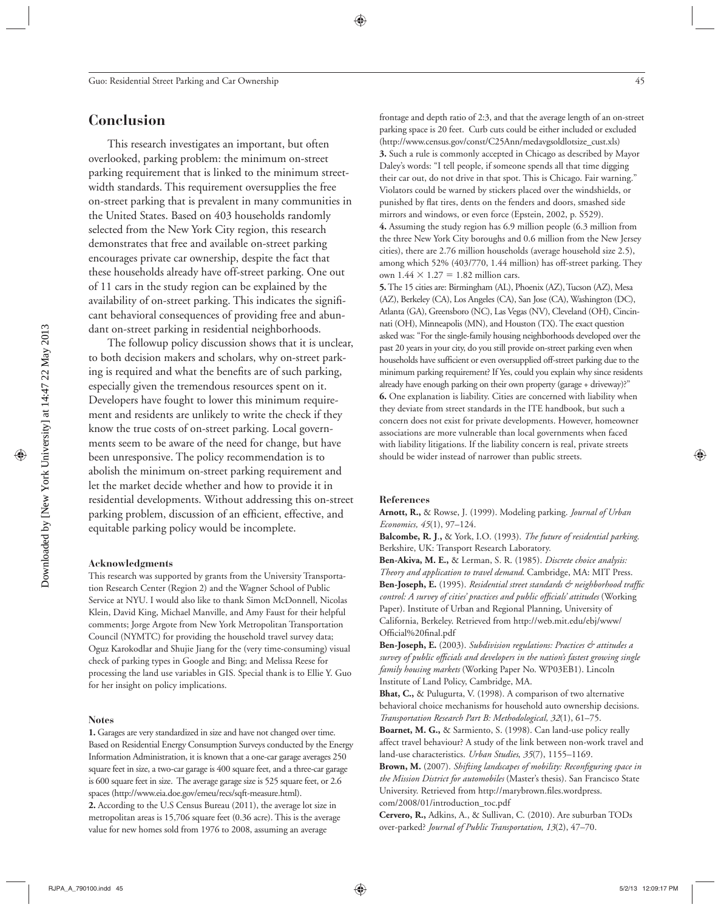## Conclusion

This research investigates an important, but often overlooked, parking problem: the minimum on-street parking requirement that is linked to the minimum street-width standards. This requirement oversupplies the free on-street parking that is prevalent in many communities in the United States. Based on 403 households randomly selected from the New York City region, this research demonstrates that free and available on-street parking encourages private car ownership, despite the fact that these households already have off-street parking. One out of 11 cars in the study region can be explained by the availability of on-street parking. This indicates the significant behavioral consequences of providing free and abundant on-street parking in residential neighborhoods.

The followup policy discussion shows that it is unclear, to both decision makers and scholars, why on-street parking is required and what the benefits are of such parking, especially given the tremendous resources spent on it. Developers have fought to lower this minimum requirement and residents are unlikely to write the check if they know the true costs of on-street parking. Local governments seem to be aware of the need for change, but have been unresponsive. The policy recommendation is to abolish the minimum on-street parking requirement and let the market decide whether and how to provide it in residential developments. Without addressing this on-street parking problem, discussion of an efficient, effective, and equitable parking policy would be incomplete.

### Acknowledgments

This research was supported by grants from the University Transportation Research Center (Region 2) and the Wagner School of Public Service at NYU. I would also like to thank Simon McDonnell, Nicolas Klein, David King, Michael Manville, and Amy Faust for their helpful comments; Jorge Argote from New York Metropolitan Transportation Council (NYMTC) for providing the household travel survey data; Oguz Karokodlar and Shujie Jiang for the (very time-consuming) visual check of parking types in Google and Bing; and Melissa Reese for processing the land use variables in GIS. Special thank is to Ellie Y. Guo for her insight on policy implications.

### Notes

**1.** Garages are very standardized in size and have not changed over time. Based on Residential Energy Consumption Surveys conducted by the Energy Information Administration, it is known that a one-car garage averages 250 square feet in size, a two-car garage is 400 square feet, and a three-car garage is 600 square feet in size. The average garage size is 525 square feet, or 2.6 spaces (http://www.eia.doe.gov/emeu/recs/sqft-measure.html).

**2.** According to the U.S Census Bureau (2011), the average lot size in metropolitan areas is 15,706 square feet (0.36 acre). This is the average value for new homes sold from 1976 to 2008, assuming an average frontage and depth ratio of 2:3, and that the average length of an on-street parking space is 20 feet. Curb cuts could be either included or excluded (http://www.census.gov/const/C25Ann/medavgsoldlotsize_cust.xls)

**3.** Such a rule is commonly accepted in Chicago as described by Mayor Daley's words: "I tell people, if someone spends all that time digging their car out, do not drive in that spot. This is Chicago. Fair warning." Violators could be warned by stickers placed over the windshields, or punished by flat tires, dents on the fenders and doors, smashed side mirrors and windows, or even force (Epstein, 2002, p. S529).

**4.** Assuming the study region has 6.9 million people (6.3 million from the three New York City boroughs and 0.6 million from the New Jersey cities), there are 2.76 million households (average household size 2.5), among which 52% (403/770, 1.44 million) has off-street parking. They own $1.44 \times 1.27 = 1.82$ million cars.

**5.** The 15 cities are: Birmingham (AL), Phoenix (AZ), Tucson (AZ), Mesa (AZ), Berkeley (CA), Los Angeles (CA), San Jose (CA), Washington (DC), Atlanta (GA), Greensboro (NC), Las Vegas (NV), Cleveland (OH), Cincinnati (OH), Minneapolis (MN), and Houston (TX). The exact question asked was: "For the single-family housing neighborhoods developed over the past 20 years in your city, do you still provide on-street parking even when households have sufficient or even oversupplied off-street parking due to the minimum parking requirement? If Yes, could you explain why since residents already have enough parking on their own property (garage + driveway)?"

**6.** One explanation is liability. Cities are concerned with liability when they deviate from street standards in the ITE handbook, but such a concern does not exist for private developments. However, homeowner associations are more vulnerable than local governments when faced with liability litigations. If the liability concern is real, private streets should be wider instead of narrower than public streets.

### References

**Arnott, R.,** & Rowse, J. (1999). Modeling parking. *Journal of Urban Economics, 45*(1), 97–124.

**Balcombe, R. J.,** & York, I.O. (1993). *The future of residential parking*. Berkshire, UK: Transport Research Laboratory.

**Ben-Akiva, M. E.,** & Lerman, S. R. (1985). *Discrete choice analysis: Theory and application to travel demand*. Cambridge, MA: MIT Press.

**Ben-Joseph, E.** (1995). *Residential street standards & neighborhood traffic control: A survey of cities' practices and public officials' attitudes* (Working Paper). Institute of Urban and Regional Planning, University of California, Berkeley. Retrieved from http://web.mit.edu/ebj/www/Official%20final.pdf

**Ben-Joseph, E.** (2003). *Subdivision regulations: Practices & attitudes a survey of public officials and developers in the nation's fastest growing single family housing markets* (Working Paper No. WP03EB1). Lincoln Institute of Land Policy, Cambridge, MA.

**Bhat, C.,** & Pulugurta, V. (1998). A comparison of two alternative behavioral choice mechanisms for household auto ownership decisions. *Transportation Research Part B: Methodological, 32*(1), 61–75.

**Boarnet, M. G.,** & Sarmiento, S. (1998). Can land-use policy really affect travel behaviour? A study of the link between non-work travel and land-use characteristics. *Urban Studies, 35*(7), 1155–1169.

**Brown, M.** (2007). *Shifting landscapes of mobility: Reconfiguring space in the Mission District for automobiles* (Master's thesis). San Francisco State University. Retrieved from http://marybrown.files.wordpress.com/2008/01/introduction_toc.pdf

**Cervero, R.,** Adkins, A., & Sullivan, C. (2010). Are suburban TODs over-parked? *Journal of Public Transportation, 13*(2), 47–70.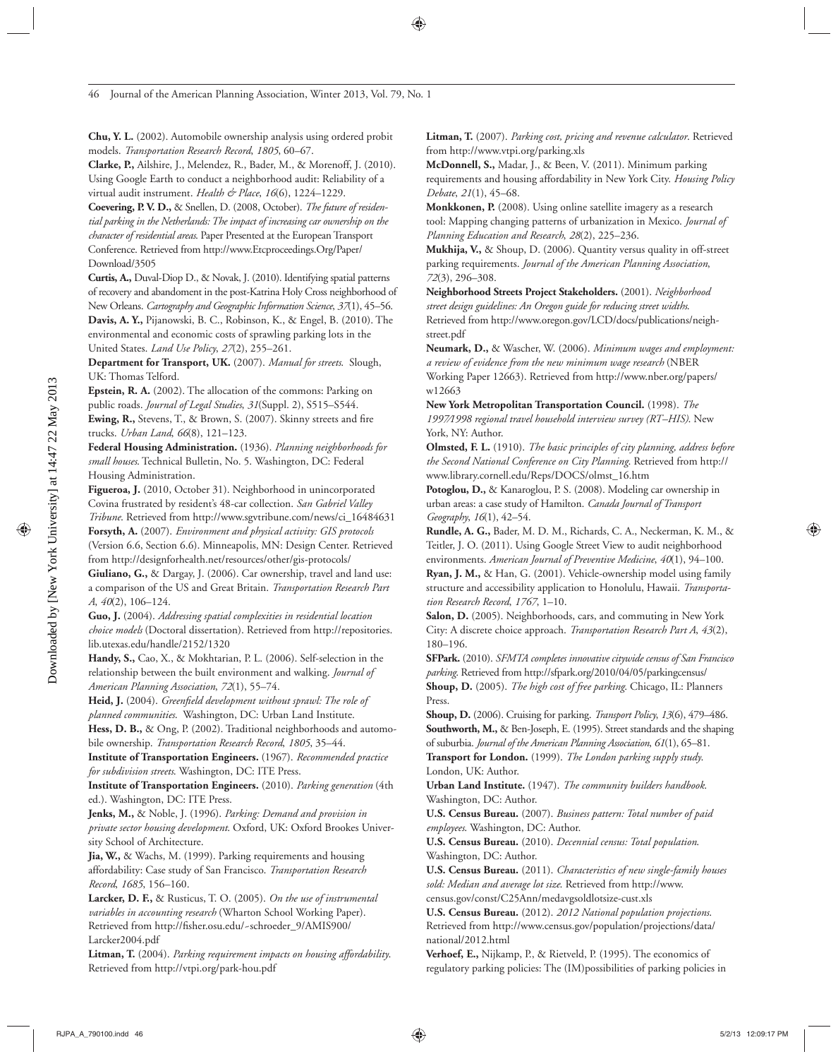**Chu, Y. L.** (2002). Automobile ownership analysis using ordered probit models. *Transportation Research Record*, *1805*, 60–67.

**Clarke, P.,** Ailshire, J., Melendez, R., Bader, M., & Morenoff, J. (2010). Using Google Earth to conduct a neighborhood audit: Reliability of a virtual audit instrument. *Health & Place*, *16*(6), 1224–1229.

**Coevering, P. V. D.,** & Snellen, D. (2008, October). *The future of residential parking in the Netherlands: The impact of increasing car ownership on the character of residential areas*. Paper Presented at the European Transport Conference. Retrieved from http://www.Etcproceedings.Org/Paper/Download/3505

**Curtis, A.,** Duval-Diop D., & Novak, J. (2010). Identifying spatial patterns of recovery and abandonment in the post-Katrina Holy Cross neighborhood of New Orleans. *Cartography and Geographic Information Science*, *37*(1), 45–56.

**Davis, A. Y.,** Pijanowski, B. C., Robinson, K., & Engel, B. (2010). The environmental and economic costs of sprawling parking lots in the United States. *Land Use Policy*, *27*(2), 255–261.

**Department for Transport, UK.** (2007). *Manual for streets.* Slough, UK: Thomas Telford.

**Epstein, R. A.** (2002). The allocation of the commons: Parking on public roads. *Journal of Legal Studies*, *31*(Suppl. 2), S515–S544.

**Ewing, R.,** Stevens, T., & Brown, S. (2007). Skinny streets and fire trucks. *Urban Land*, *66*(8), 121–123.

**Federal Housing Administration.** (1936). *Planning neighborhoods for small houses*. Technical Bulletin, No. 5. Washington, DC: Federal Housing Administration.

**Figueroa, J.** (2010, October 31). Neighborhood in unincorporated Covina frustrated by resident's 48-car collection. *San Gabriel Valley Tribune*. Retrieved from http://www.sgvtribune.com/news/ci_16484631

**Forsyth, A.** (2007). *Environment and physical activity: GIS protocols* (Version 6.6, Section 6.6). Minneapolis, MN: Design Center. Retrieved from http://designforhealth.net/resources/other/gis-protocols/

**Giuliano, G.,** & Dargay, J. (2006). Car ownership, travel and land use: a comparison of the US and Great Britain. *Transportation Research Part A*, *40*(2), 106–124.

**Guo, J.** (2004). *Addressing spatial complexities in residential location choice models* (Doctoral dissertation). Retrieved from http://repositories.lib.utexas.edu/handle/2152/1320

**Handy, S.,** Cao, X., & Mokhtarian, P. L. (2006). Self-selection in the relationship between the built environment and walking. *Journal of American Planning Association*, *72*(1), 55–74.

**Heid, J.** (2004). *Greenfield development without sprawl: The role of planned communities*. Washington, DC: Urban Land Institute.

**Hess, D. B.,** & Ong, P. (2002). Traditional neighborhoods and automobile ownership. *Transportation Research Record*, *1805*, 35–44.

**Institute of Transportation Engineers.** (1967). *Recommended practice for subdivision streets*. Washington, DC: ITE Press.

**Institute of Transportation Engineers.** (2010). *Parking generation* (4th ed.). Washington, DC: ITE Press.

**Jenks, M.,** & Noble, J. (1996). *Parking: Demand and provision in private sector housing development*. Oxford, UK: Oxford Brookes University School of Architecture.

**Jia, W.,** & Wachs, M. (1999). Parking requirements and housing affordability: Case study of San Francisco. *Transportation Research Record*, *1685*, 156–160.

**Larcker, D. F.,** & Rusticus, T. O. (2005). *On the use of instrumental variables in accounting research* (Wharton School Working Paper). Retrieved from http://fisher.osu.edu/~schroeder_9/AMIS900/Larcker2004.pdf

**Litman, T.** (2004). *Parking requirement impacts on housing affordability*. Retrieved from http://vtpi.org/park-hou.pdf

**Litman, T.** (2007). *Parking cost, pricing and revenue calculator*. Retrieved from http://www.vtpi.org/parking.xls

**McDonnell, S.,** Madar, J., & Been, V. (2011). Minimum parking requirements and housing affordability in New York City. *Housing Policy Debate*, *21*(1), 45–68.

**Monkkonen, P.** (2008). Using online satellite imagery as a research tool: Mapping changing patterns of urbanization in Mexico. *Journal of Planning Education and Research*, *28*(2), 225–236.

**Mukhija, V.,** & Shoup, D. (2006). Quantity versus quality in off-street parking requirements. *Journal of the American Planning Association*, *72*(3), 296–308.

**Neighborhood Streets Project Stakeholders.** (2001). *Neighborhood street design guidelines: An Oregon guide for reducing street widths*. Retrieved from http://www.oregon.gov/LCD/docs/publications/neighstreet.pdf

**Neumark, D.,** & Wascher, W. (2006). *Minimum wages and employment: a review of evidence from the new minimum wage research* (NBER Working Paper 12663). Retrieved from http://www.nber.org/papers/w12663

**New York Metropolitan Transportation Council.** (1998). *The 1997/1998 regional travel household interview survey (RT–HIS)*. New York, NY: Author.

**Olmsted, F. L.** (1910). *The basic principles of city planning, address before the Second National Conference on City Planning*. Retrieved from http://www.library.cornell.edu/Reps/DOCS/olmst_16.htm

**Potoglou, D.,** & Kanaroglou, P. S. (2008). Modeling car ownership in urban areas: a case study of Hamilton. *Canada Journal of Transport Geography*, *16*(1), 42–54.

**Rundle, A. G.,** Bader, M. D. M., Richards, C. A., Neckerman, K. M., & Teitler, J. O. (2011). Using Google Street View to audit neighborhood environments. *American Journal of Preventive Medicine*, *40*(1), 94–100.

**Ryan, J. M.,** & Han, G. (2001). Vehicle-ownership model using family structure and accessibility application to Honolulu, Hawaii. *Transportation Research Record*, *1767*, 1–10.

**Salon, D.** (2005). Neighborhoods, cars, and commuting in New York City: A discrete choice approach. *Transportation Research Part A*, *43*(2), 180–196.

**SFPark.** (2010). *SFMTA completes innovative citywide census of San Francisco parking*. Retrieved from http://sfpark.org/2010/04/05/parkingcensus/

**Shoup, D.** (2005). *The high cost of free parking*. Chicago, IL: Planners Press.

**Shoup, D.** (2006). Cruising for parking. *Transport Policy*, *13*(6), 479–486.

**Southworth, M.,** & Ben-Joseph, E. (1995). Street standards and the shaping of suburbia. *Journal of the American Planning Association*, *61*(1), 65–81.

**Transport for London.** (1999). *The London parking supply study*. London, UK: Author.

**Urban Land Institute.** (1947). *The community builders handbook*. Washington, DC: Author.

**U.S. Census Bureau.** (2007). *Business pattern: Total number of paid employees*. Washington, DC: Author.

**U.S. Census Bureau.** (2010). *Decennial census: Total population*. Washington, DC: Author.

**U.S. Census Bureau.** (2011). *Characteristics of new single-family houses sold: Median and average lot size*. Retrieved from http://www.census.gov/const/C25Ann/medavgsoldlotsize-cust.xls

**U.S. Census Bureau.** (2012). *2012 National population projections*. Retrieved from http://www.census.gov/population/projections/data/national/2012.html

**Verhoef, E.,** Nijkamp, P., & Rietveld, P. (1995). The economics of regulatory parking policies: The (IM)possibilities of parking policies in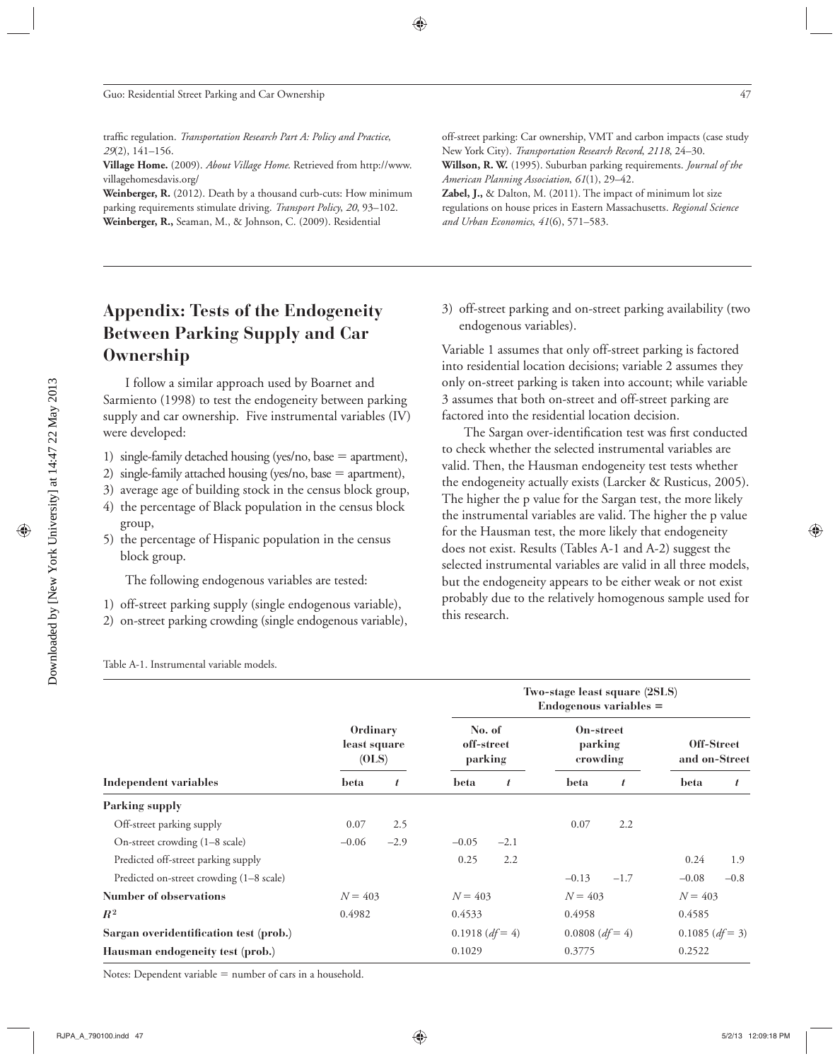traffic regulation. *Transportation Research Part A: Policy and Practice*, *29*(2), 141–156.

**Village Home.** (2009). *About Village Home*. Retrieved from http://www.villagehomesdavis.org/

**Weinberger, R.** (2012). Death by a thousand curb-cuts: How minimum parking requirements stimulate driving. *Transport Policy*, *20*, 93–102.

**Weinberger, R.,** Seaman, M., & Johnson, C. (2009). Residential off-street parking: Car ownership, VMT and carbon impacts (case study New York City). *Transportation Research Record*, *2118*, 24–30.

**Willson, R. W.** (1995). Suburban parking requirements. *Journal of the American Planning Association*, *61*(1), 29–42.

**Zabel, J.,** & Dalton, M. (2011). The impact of minimum lot size regulations on house prices in Eastern Massachusetts. *Regional Science and Urban Economics*, *41*(6), 571–583.

## Appendix: Tests of the Endogeneity Between Parking Supply and Car Ownership

I follow a similar approach used by Boarnet and Sarmiento (1998) to test the endogeneity between parking supply and car ownership. Five instrumental variables (IV) were developed:

1) single-family detached housing (yes/no, base = apartment),
2) single-family attached housing (yes/no, base = apartment),
3) average age of building stock in the census block group,
4) the percentage of Black population in the census block group,
5) the percentage of Hispanic population in the census block group.

The following endogenous variables are tested:

1) off-street parking supply (single endogenous variable),
2) on-street parking crowding (single endogenous variable),
3) off-street parking and on-street parking availability (two endogenous variables).

Variable 1 assumes that only off-street parking is factored into residential location decisions; variable 2 assumes they only on-street parking is taken into account; while variable 3 assumes that both on-street and off-street parking are factored into the residential location decision.

The Sargan over-identification test was first conducted to check whether the selected instrumental variables are valid. Then, the Hausman endogeneity test tests whether the endogeneity actually exists (Larcker & Rusticus, 2005). The higher the p value for the Sargan test, the more likely the instrumental variables are valid. The higher the p value for the Hausman test, the more likely that endogeneity does not exist. Results (Tables A-1 and A-2) suggest the selected instrumental variables are valid in all three models, but the endogeneity appears to be either weak or not exist probably due to the relatively homogenous sample used for this research.

Table A-1. Instrumental variable models.

| | | | Two-stage least square (2SLS) Endogenous variables = | | | | | |
|---|---|---|---|---|---|---|---|---|
| | Ordinary least square (OLS) | | No. of off-street parking | | On-street parking crowding | | Off-Street and on-Street | |
| **Independent variables** | **beta** | ***t*** | **beta** | ***t*** | **beta** | ***t*** | **beta** | ***t*** |
| **Parking supply** | | | | | | | | |
| Off-street parking supply | 0.07 | 2.5 | | | 0.07 | 2.2 | | |
| On-street crowding (1–8 scale) | –0.06 | –2.9 | –0.05 | –2.1 | | | | |
| Predicted off-street parking supply | | | 0.25 | 2.2 | | | 0.24 | 1.9 |
| Predicted on-street crowding (1–8 scale) | | | | | –0.13 | –1.7 | –0.08 | –0.8 |
| **Number of observations** | $N = 403$ | | $N = 403$ | | $N = 403$ | | $N = 403$ | |
| $R^2$ | 0.4982 | | 0.4533 | | 0.4958 | | 0.4585 | |
| **Sargan overidentification test (prob.)** | | | 0.1918 ($df = 4$) | | 0.0808 ($df = 4$) | | 0.1085 ($df = 3$) | |
| **Hausman endogeneity test (prob.)** | | | 0.1029 | | 0.3775 | | 0.2522 | |

Notes: Dependent variable = number of cars in a household.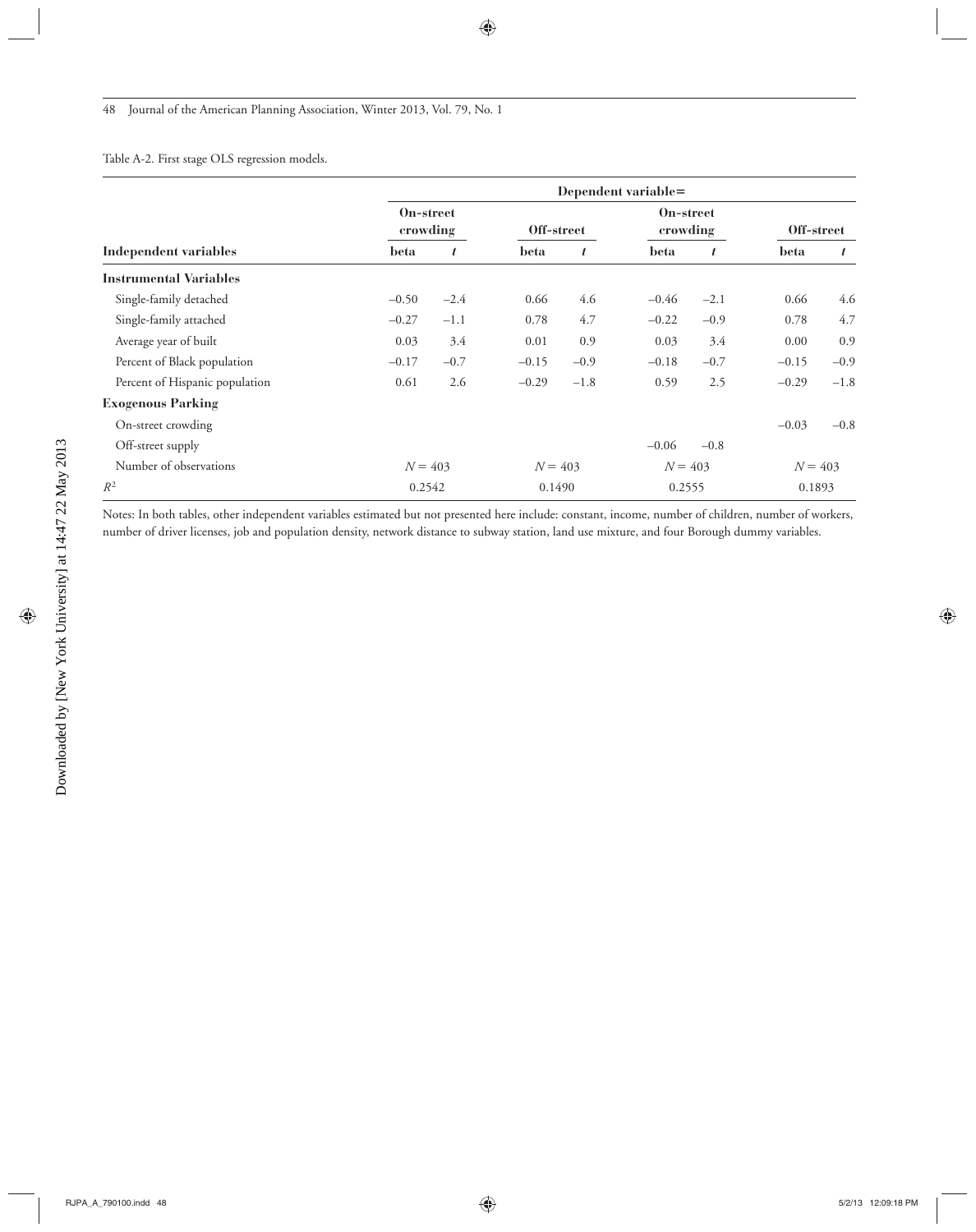Table A-2. First stage OLS regression models.

| | Dependent variable= | | | | | | | |
|---|---|---|---|---|---|---|---|---|
| | On-street crowding | | Off-street | | On-street crowding | | Off-street | |
| **Independent variables** | **beta** | ***t*** | **beta** | ***t*** | **beta** | ***t*** | **beta** | ***t*** |
| **Instrumental Variables** | | | | | | | | |
| Single-family detached | –0.50 | –2.4 | 0.66 | 4.6 | –0.46 | –2.1 | 0.66 | 4.6 |
| Single-family attached | –0.27 | –1.1 | 0.78 | 4.7 | –0.22 | –0.9 | 0.78 | 4.7 |
| Average year of built | 0.03 | 3.4 | 0.01 | 0.9 | 0.03 | 3.4 | 0.00 | 0.9 |
| Percent of Black population | –0.17 | –0.7 | –0.15 | –0.9 | –0.18 | –0.7 | –0.15 | –0.9 |
| Percent of Hispanic population | 0.61 | 2.6 | –0.29 | –1.8 | 0.59 | 2.5 | –0.29 | –1.8 |
| **Exogenous Parking** | | | | | | | | |
| On-street crowding | | | | | | | –0.03 | –0.8 |
| Off-street supply | | | | | –0.06 | –0.8 | | |
| Number of observations | $N = 403$ | | $N = 403$ | | $N = 403$ | | $N = 403$ | |
| $R^2$ | 0.2542 | | 0.1490 | | 0.2555 | | 0.1893 | |

Notes: In both tables, other independent variables estimated but not presented here include: constant, income, number of children, number of workers, number of driver licenses, job and population density, network distance to subway station, land use mixture, and four Borough dummy variables.